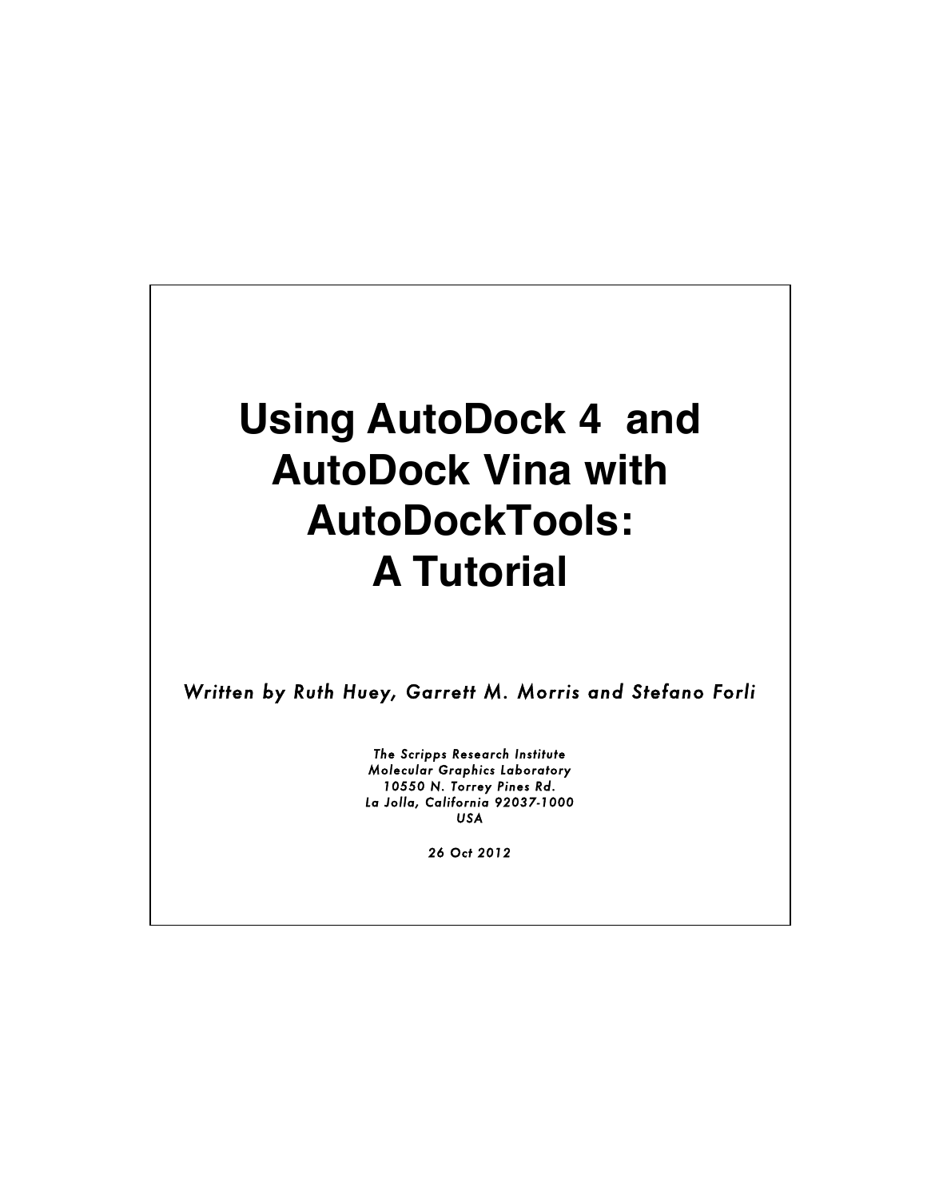# Using AutoDock 4 and AutoDock Vina with AutoDockTools: A Tutorial

*Written by Ruth Huey, Garrett M. Morris and Stefano Forli*

*The Scripps Research Institute*
*Molecular Graphics Laboratory*
*10550 N. Torrey Pines Rd.*
*La Jolla, California 92037-1000*
*USA*

*26 Oct 2012*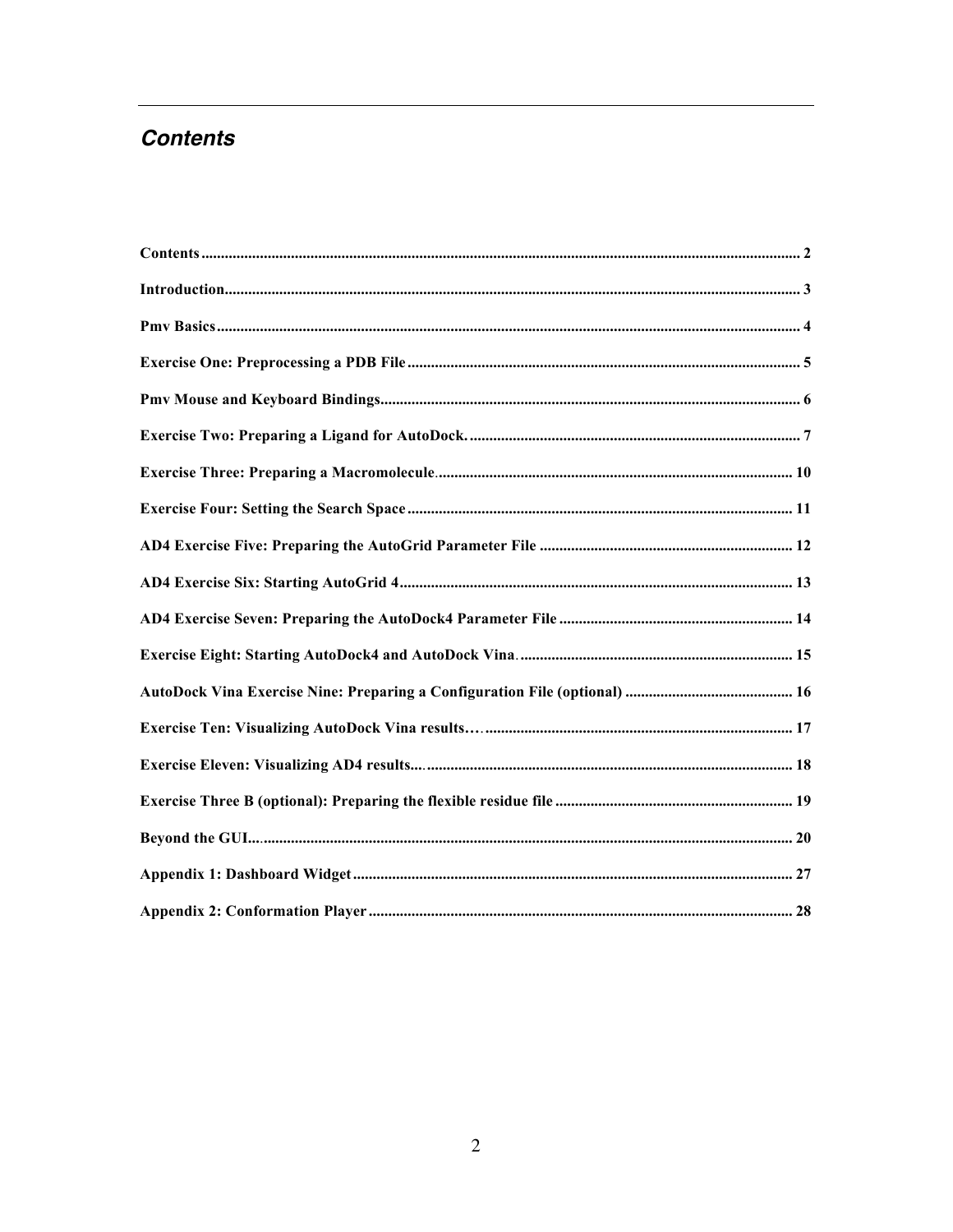# *Contents*

**Contents** ........................................................................................................................................... 2

**Introduction** ....................................................................................................................................... 3

**Pmv Basics** ......................................................................................................................................... 4

**Exercise One: Preprocessing a PDB File** ...................................................................................... 5

**Pmv Mouse and Keyboard Bindings** ............................................................................................. 6

**Exercise Two: Preparing a Ligand for AutoDock.** ....................................................................... 7

**Exercise Three: Preparing a Macromolecule** ............................................................................... 10

**Exercise Four: Setting the Search Space** ...................................................................................... 11

**AD4 Exercise Five: Preparing the AutoGrid Parameter File** ..................................................... 12

**AD4 Exercise Six: Starting AutoGrid 4** ....................................................................................... 13

**AD4 Exercise Seven: Preparing the AutoDock4 Parameter File** ............................................... 14

**Exercise Eight: Starting AutoDock4 and AutoDock Vina** ........................................................... 15

**AutoDock Vina Exercise Nine: Preparing a Configuration File (optional)** ................................ 16

**Exercise Ten: Visualizing AutoDock Vina results…** ..................................................................... 17

**Exercise Eleven: Visualizing AD4 results...** .................................................................................. 18

**Exercise Three B (optional): Preparing the flexible residue file** ................................................. 19

**Beyond the GUI...** ............................................................................................................................. 20

**Appendix 1: Dashboard Widget** ..................................................................................................... 27

**Appendix 2: Conformation Player** ................................................................................................. 28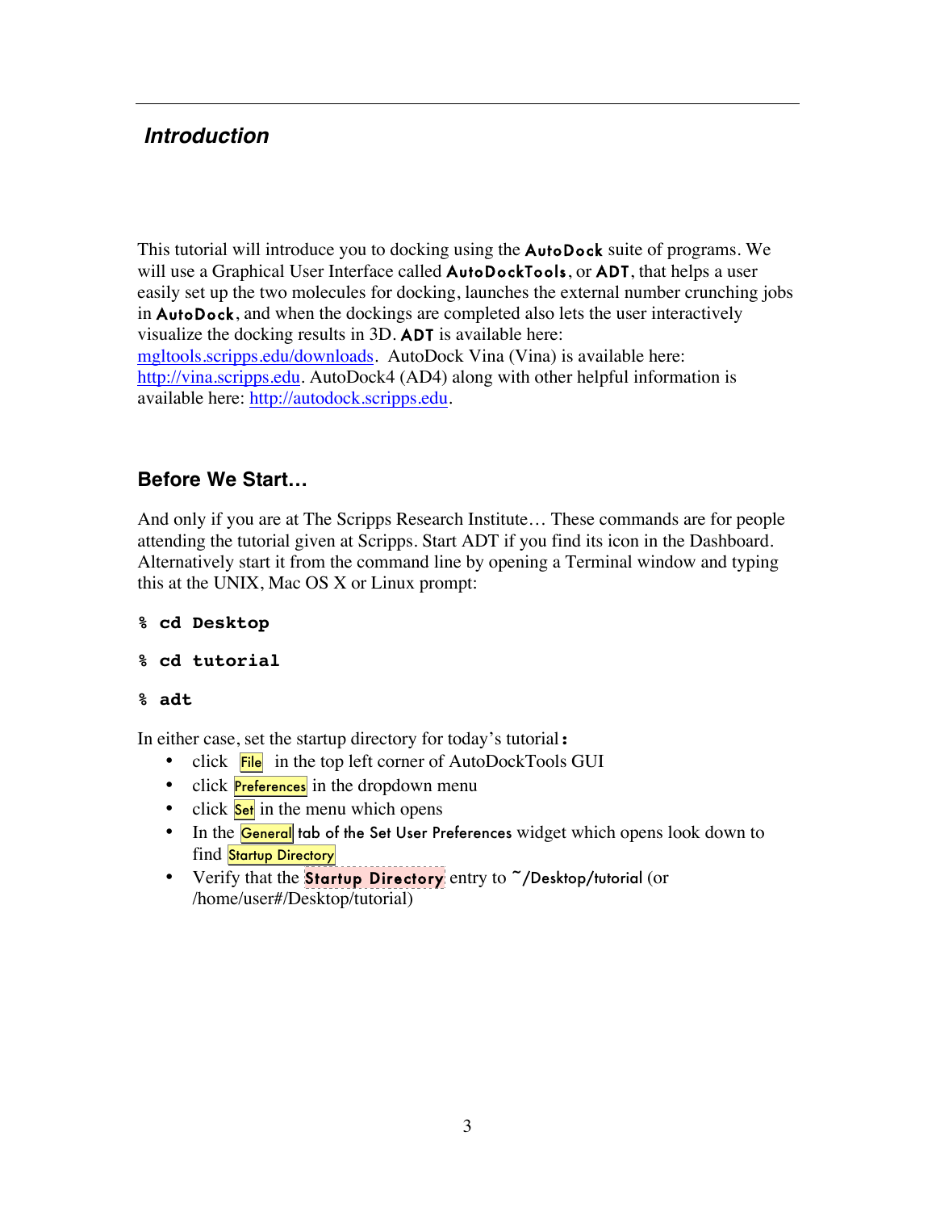## *Introduction*

This tutorial will introduce you to docking using the **AutoDock** suite of programs. We will use a Graphical User Interface called **AutoDockTools**, or **ADT**, that helps a user easily set up the two molecules for docking, launches the external number crunching jobs in **AutoDock**, and when the dockings are completed also lets the user interactively visualize the docking results in 3D. **ADT** is available here: [mgltools.scripps.edu/downloads](mgltools.scripps.edu/downloads). AutoDock Vina (Vina) is available here: [http://vina.scripps.edu](http://vina.scripps.edu). AutoDock4 (AD4) along with other helpful information is available here: [http://autodock.scripps.edu](http://autodock.scripps.edu).

### Before We Start…

And only if you are at The Scripps Research Institute… These commands are for people attending the tutorial given at Scripps. Start ADT if you find its icon in the Dashboard. Alternatively start it from the command line by opening a Terminal window and typing this at the UNIX, Mac OS X or Linux prompt:

```
% cd Desktop

% cd tutorial

% adt
```

In either case, set the startup directory for today's tutorial:

- click File in the top left corner of AutoDockTools GUI
- click Preferences in the dropdown menu
- click Set in the menu which opens
- In the General tab of the Set User Preferences widget which opens look down to find Startup Directory
- Verify that the **Startup Directory** entry to ~/Desktop/tutorial (or /home/user#/Desktop/tutorial)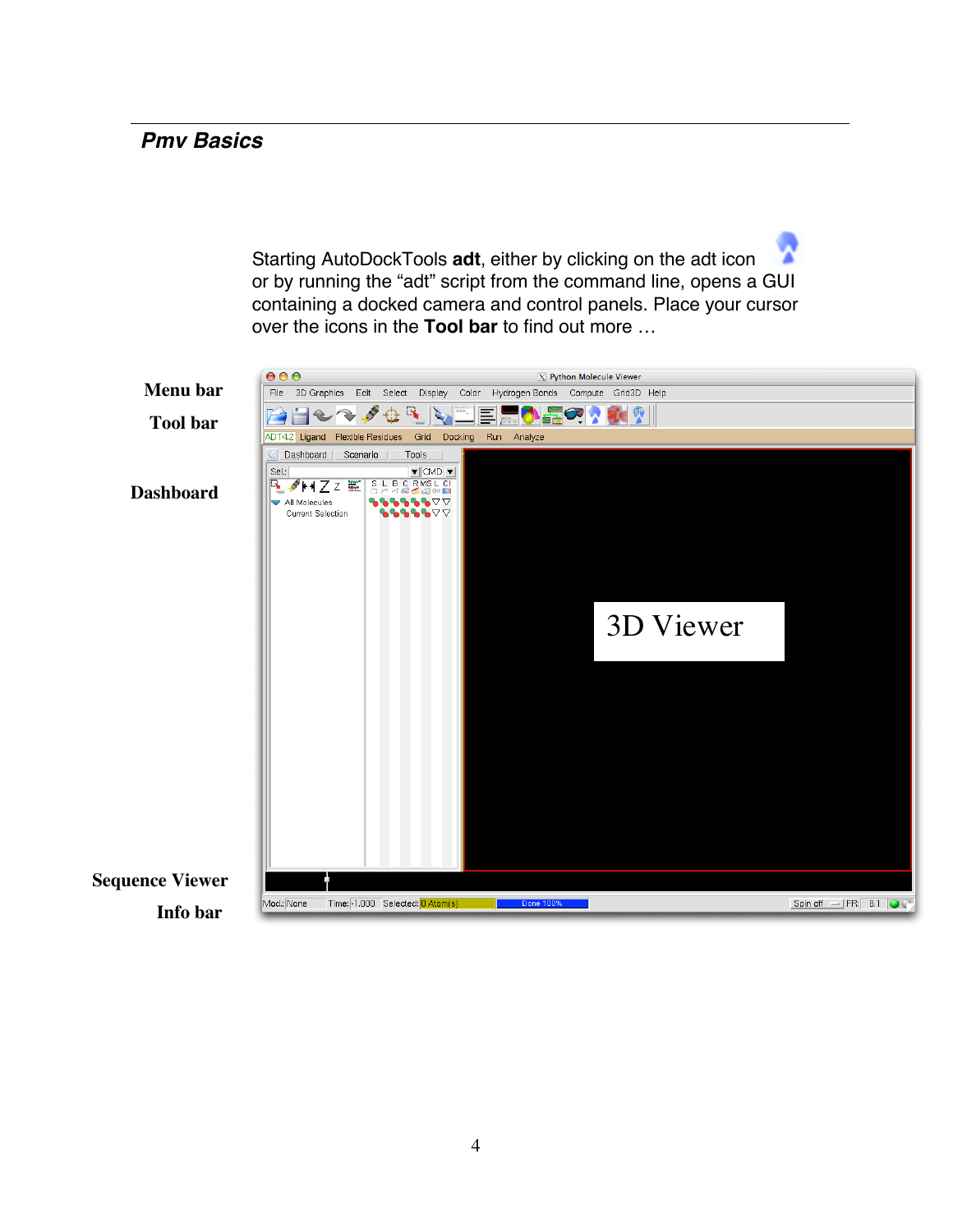## Pmv Basics

Starting AutoDockTools **adt**, either by clicking on the adt icon or by running the "adt" script from the command line, opens a GUI containing a docked camera and control panels. Place your cursor over the icons in the **Tool bar** to find out more …

Menu bar

Tool bar

Dashboard

3D Viewer

Sequence Viewer

Info bar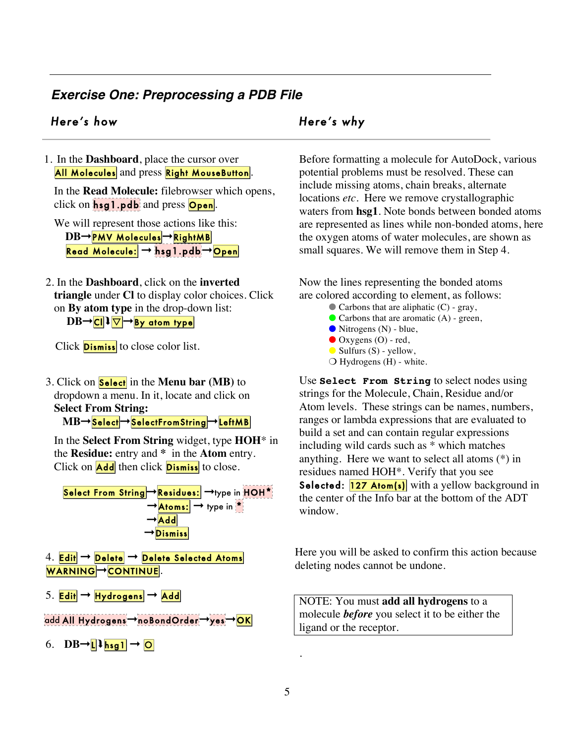## Exercise One: Preprocessing a PDB File

| Here's how | Here's why |
|---|---|
| 1. In the **Dashboard**, place the cursor over All Molecules and press Right MouseButton.<br><br>In the **Read Molecule:** filebrowser which opens, click on hsg1.pdb and press Open.<br><br>We will represent those actions like this:<br>**DB**→PMV Molecules→RightMB<br>Read Molecule:→hsg1.pdb→Open | Before formatting a molecule for AutoDock, various potential problems must be resolved. These can include missing atoms, chain breaks, alternate locations *etc*. Here we remove crystallographic waters from **hsg1**. Note bonds between bonded atoms are represented as lines while non-bonded atoms, here the oxygen atoms of water molecules, are shown as small squares. We will remove them in Step 4. |
| 2. In the **Dashboard**, click on the **inverted triangle** under **Cl** to display color choices. Click on **By atom type** in the drop-down list:<br>**DB**→Cl ↓ ▽→By atom type<br><br>Click Dismiss to close color list. | Now the lines representing the bonded atoms are colored according to element, as follows:<br>● Carbons that are aliphatic (C) - gray,<br>● Carbons that are aromatic (A) - green,<br>● Nitrogens (N) - blue,<br>● Oxygens (O) - red,<br>● Sulfurs (S) - yellow,<br>❍ Hydrogens (H) - white. |
| 3. Click on Select in the **Menu bar (MB)** to dropdown a menu. In it, locate and click on **Select From String:**<br>**MB**→Select→SelectFromString→LeftMB<br><br>In the **Select From String** widget, type **HOH*** in the **Residue:** entry and * in the **Atom** entry. Click on Add then click Dismiss to close.<br><br>Select From String→Residues:→type in HOH*<br>→Atoms:→ type in *<br>→Add<br>→Dismiss | Use **Select From String** to select nodes using strings for the Molecule, Chain, Residue and/or Atom levels. These strings can be names, numbers, ranges or lambda expressions that are evaluated to build a set and can contain regular expressions including wild cards such as * which matches anything. Here we want to select all atoms (*) in residues named HOH*. Verify that you see **Selected:** 127 Atom(s) with a yellow background in the center of the Info bar at the bottom of the ADT window. |
| 4. Edit → Delete → Delete Selected Atoms<br>WARNING→CONTINUE. | Here you will be asked to confirm this action because deleting nodes cannot be undone. |
| 5. Edit → Hydrogens → Add<br><br>add All Hydrogens→noBondOrder→yes→OK | NOTE: You must **add all hydrogens** to a molecule ***before*** you select it to be either the ligand or the receptor. |
| 6. **DB**→L ↓ hsg1 → O | . |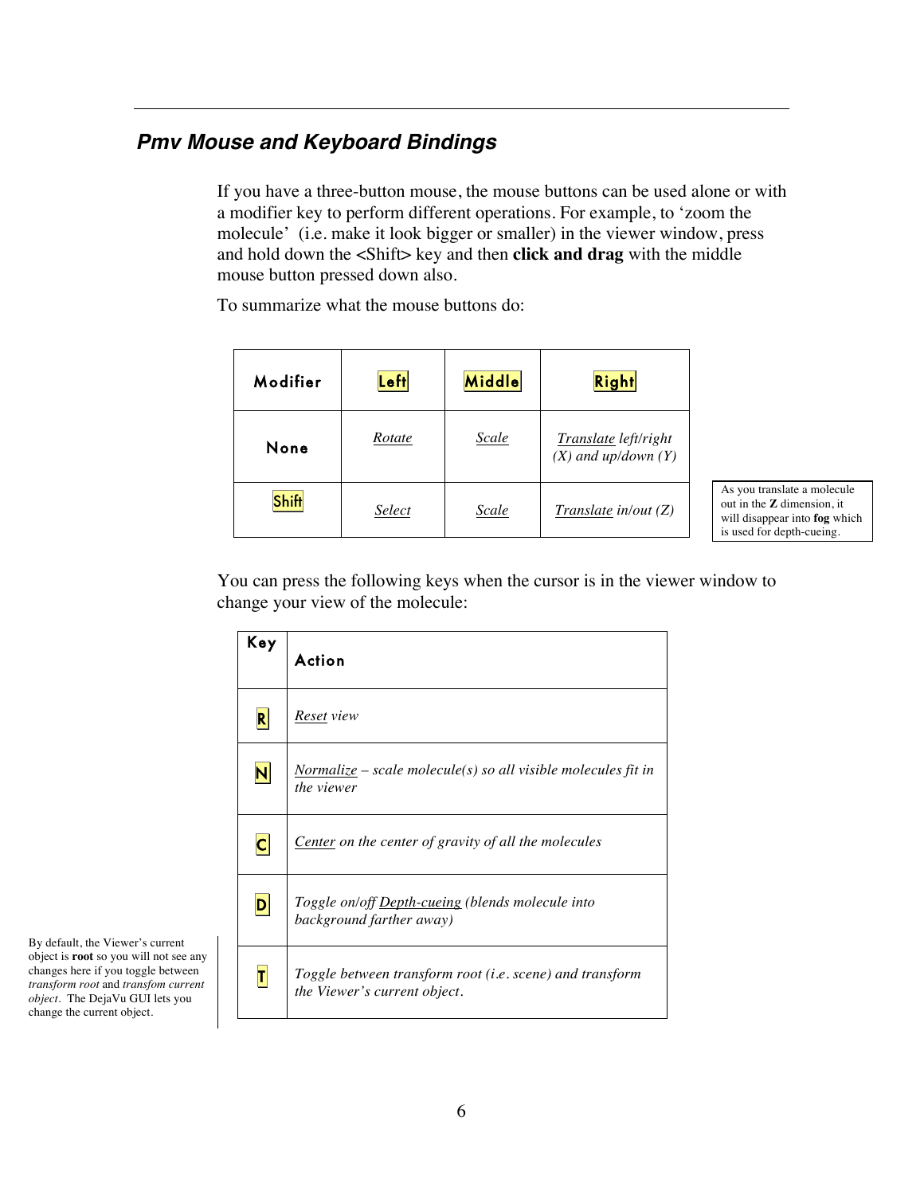## *Pmv Mouse and Keyboard Bindings*

If you have a three-button mouse, the mouse buttons can be used alone or with a modifier key to perform different operations. For example, to 'zoom the molecule' (i.e. make it look bigger or smaller) in the viewer window, press and hold down the <Shift> key and then **click and drag** with the middle mouse button pressed down also.

To summarize what the mouse buttons do:

| Modifier | Left | Middle | Right |
|---|---|---|---|
| None | *Rotate* | *Scale* | *Translate left/right (X) and up/down (Y)* |
| Shift | *Select* | *Scale* | *Translate in/out (Z)* |

As you translate a molecule out in the **Z** dimension, it will disappear into **fog** which is used for depth-cueing.

You can press the following keys when the cursor is in the viewer window to change your view of the molecule:

| Key | Action |
|---|---|
| R | *Reset view* |
| N | *Normalize – scale molecule(s) so all visible molecules fit in the viewer* |
| C | *Center on the center of gravity of all the molecules* |
| D | *Toggle on/off Depth-cueing (blends molecule into background farther away)* |
| T | *Toggle between transform root (i.e. scene) and transform the Viewer's current object.* |

By default, the Viewer's current object is **root** so you will not see any changes here if you toggle between *transform root* and *transfom current object*. The DejaVu GUI lets you change the current object.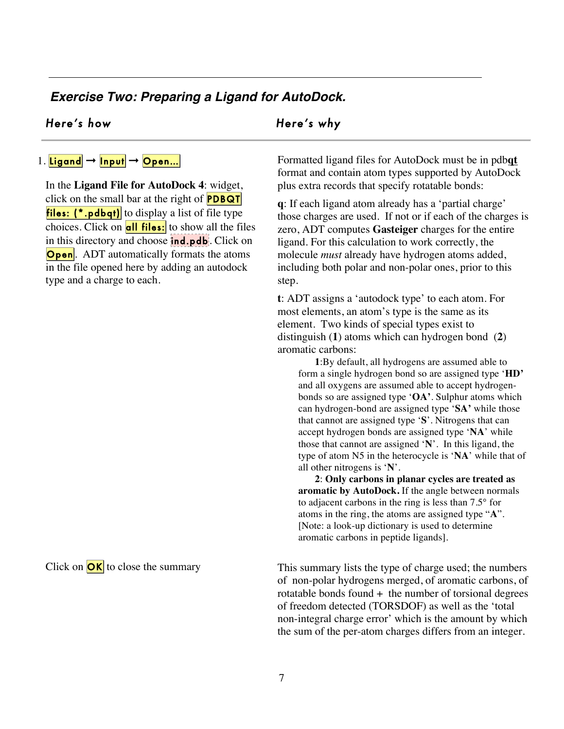## *Exercise Two: Preparing a Ligand for AutoDock.*

| Here's how | Here's why |
| --- | --- |
| 1. **Ligand** → **Input** → **Open...** <br><br> In the **Ligand File for AutoDock 4**: widget, click on the small bar at the right of **PDBQT files: (*.pdbqt)** to display a list of file type choices. Click on **all files:** to show all the files in this directory and choose **ind.pdb**. Click on **Open**. ADT automatically formats the atoms in the file opened here by adding an autodock type and a charge to each. | Formatted ligand files for AutoDock must be in pdb**qt** format and contain atom types supported by AutoDock plus extra records that specify rotatable bonds: <br><br> **q**: If each ligand atom already has a 'partial charge' those charges are used. If not or if each of the charges is zero, ADT computes **Gasteiger** charges for the entire ligand. For this calculation to work correctly, the molecule *must* already have hydrogen atoms added, including both polar and non-polar ones, prior to this step. <br><br> **t**: ADT assigns a 'autodock type' to each atom. For most elements, an atom's type is the same as its element. Two kinds of special types exist to distinguish (**1**) atoms which can hydrogen bond (**2**) aromatic carbons: <br><br> **1**:By default, all hydrogens are assumed able to form a single hydrogen bond so are assigned type '**HD'** and all oxygens are assumed able to accept hydrogen-bonds so are assigned type '**OA'**. Sulphur atoms which can hydrogen-bond are assigned type '**SA'** while those that cannot are assigned type '**S**'. Nitrogens that can accept hydrogen bonds are assigned type '**NA**' while those that cannot are assigned '**N**'. In this ligand, the type of atom N5 in the heterocycle is '**NA**' while that of all other nitrogens is '**N**'. <br><br> **2**: **Only carbons in planar cycles are treated as aromatic by AutoDock.** If the angle between normals to adjacent carbons in the ring is less than 7.5° for atoms in the ring, the atoms are assigned type "**A**". [Note: a look-up dictionary is used to determine aromatic carbons in peptide ligands]. |
| Click on **OK** to close the summary | This summary lists the type of charge used; the numbers of non-polar hydrogens merged, of aromatic carbons, of rotatable bonds found + the number of torsional degrees of freedom detected (TORSDOF) as well as the 'total non-integral charge error' which is the amount by which the sum of the per-atom charges differs from an integer. |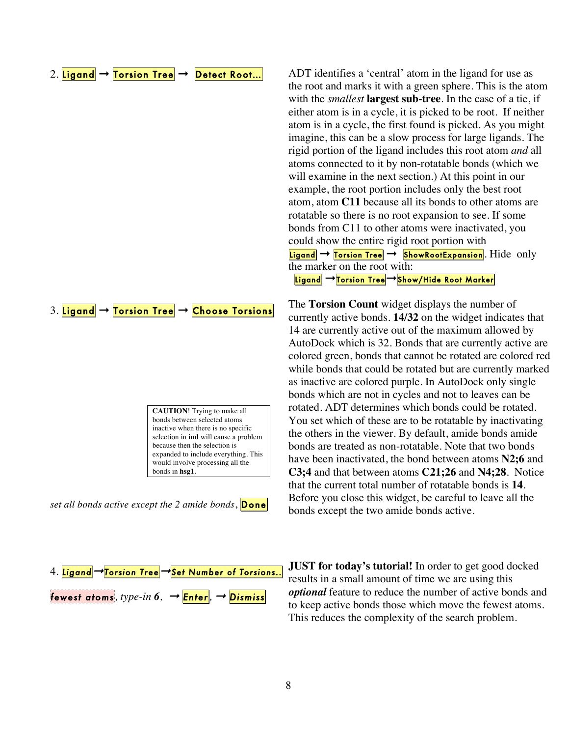2. Ligand → Torsion Tree → Detect Root...

ADT identifies a 'central' atom in the ligand for use as the root and marks it with a green sphere. This is the atom with the *smallest* **largest sub-tree**. In the case of a tie, if either atom is in a cycle, it is picked to be root. If neither atom is in a cycle, the first found is picked. As you might imagine, this can be a slow process for large ligands. The rigid portion of the ligand includes this root atom *and* all atoms connected to it by non-rotatable bonds (which we will examine in the next section.) At this point in our example, the root portion includes only the best root atom, atom **C11** because all its bonds to other atoms are rotatable so there is no root expansion to see. If some bonds from C11 to other atoms were inactivated, you could show the entire rigid root portion with Ligand → Torsion Tree → ShowRootExpansion. Hide only the marker on the root with: Ligand → Torsion Tree → Show/Hide Root Marker

3. Ligand → Torsion Tree → Choose Torsions

**CAUTION**! Trying to make all bonds between selected atoms inactive when there is no specific selection in **ind** will cause a problem because then the selection is expanded to include everything. This would involve processing all the bonds in **hsg1**.

*set all bonds active except the 2 amide bonds*, Done

The **Torsion Count** widget displays the number of currently active bonds. **14/32** on the widget indicates that 14 are currently active out of the maximum allowed by AutoDock which is 32. Bonds that are currently active are colored green, bonds that cannot be rotated are colored red while bonds that could be rotated but are currently marked as inactive are colored purple. In AutoDock only single bonds which are not in cycles and not to leaves can be rotated. ADT determines which bonds could be rotated. You set which of these are to be rotatable by inactivating the others in the viewer. By default, amide bonds amide bonds are treated as non-rotatable. Note that two bonds have been inactivated, the bond between atoms **N2;6** and **C3;4** and that between atoms **C21;26** and **N4;28**. Notice that the current total number of rotatable bonds is **14**. Before you close this widget, be careful to leave all the bonds except the two amide bonds active.

4. Ligand → Torsion Tree → Set Number of Torsions..

fewest atoms, *type-in* ***6***, → Enter, → Dismiss

**JUST for today's tutorial!** In order to get good docked results in a small amount of time we are using this ***optional*** feature to reduce the number of active bonds and to keep active bonds those which move the fewest atoms. This reduces the complexity of the search problem.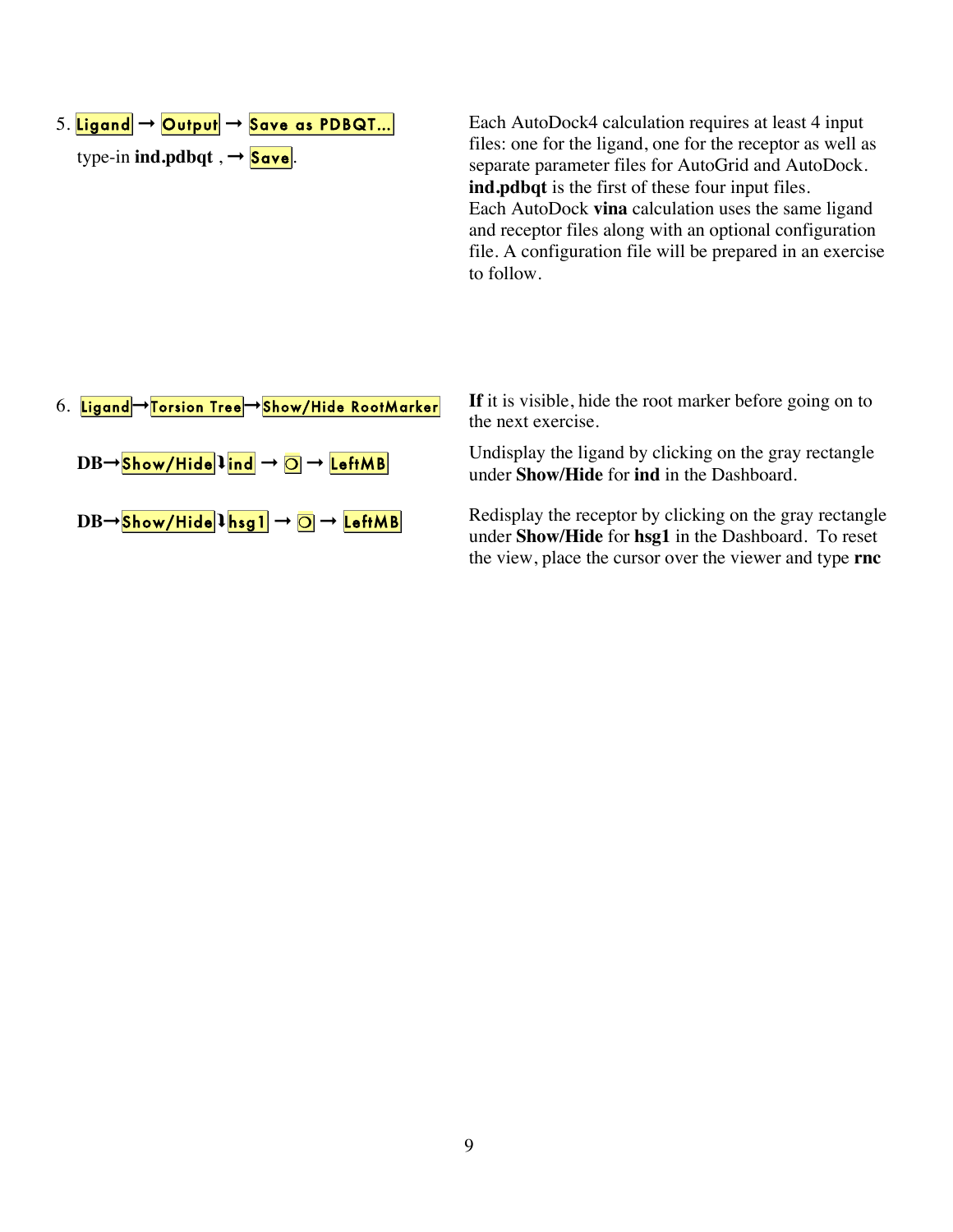5. Ligand → Output → Save as PDBQT...
   type-in **ind.pdbqt** , → Save.

Each AutoDock4 calculation requires at least 4 input files: one for the ligand, one for the receptor as well as separate parameter files for AutoGrid and AutoDock. **ind.pdbqt** is the first of these four input files. Each AutoDock **vina** calculation uses the same ligand and receptor files along with an optional configuration file. A configuration file will be prepared in an exercise to follow.

6. Ligand → Torsion Tree → Show/Hide RootMarker

**If** it is visible, hide the root marker before going on to the next exercise.

**DB**→ Show/Hide ↓ ind → ▢ → LeftMB

Undisplay the ligand by clicking on the gray rectangle under **Show/Hide** for **ind** in the Dashboard.

**DB**→ Show/Hide ↓ hsg1 → ▢ → LeftMB

Redisplay the receptor by clicking on the gray rectangle under **Show/Hide** for **hsg1** in the Dashboard. To reset the view, place the cursor over the viewer and type **rnc**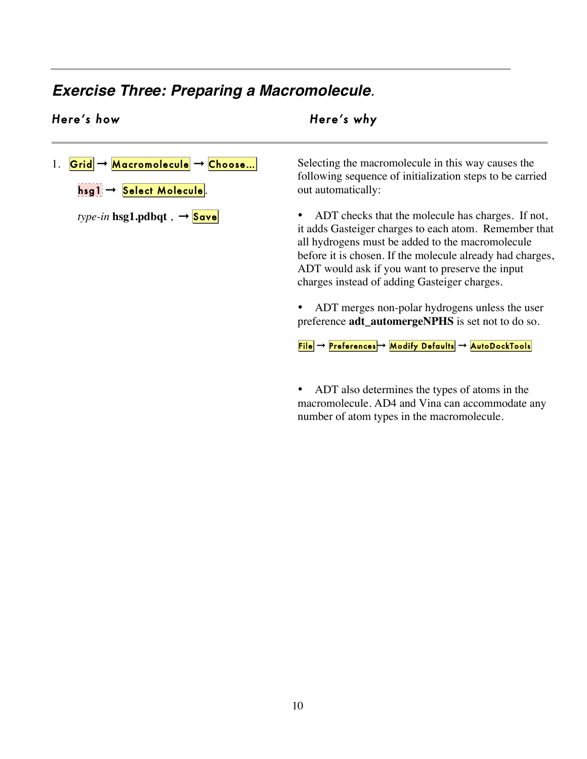## *Exercise Three: Preparing a Macromolecule*.

| Here's how | Here's why |
| --- | --- |
| 1. Grid → Macromolecule → Choose... hsg1 → Select Molecule. *type-in* **hsg1.pdbqt** , → Save | Selecting the macromolecule in this way causes the following sequence of initialization steps to be carried out automatically: |

- ADT checks that the molecule has charges. If not, it adds Gasteiger charges to each atom. Remember that all hydrogens must be added to the macromolecule before it is chosen. If the molecule already had charges, ADT would ask if you want to preserve the input charges instead of adding Gasteiger charges.

- ADT merges non-polar hydrogens unless the user preference **adt_automergeNPHS** is set not to do so.

File → Preferences → Modify Defaults → AutoDockTools

- ADT also determines the types of atoms in the macromolecule. AD4 and Vina can accommodate any number of atom types in the macromolecule.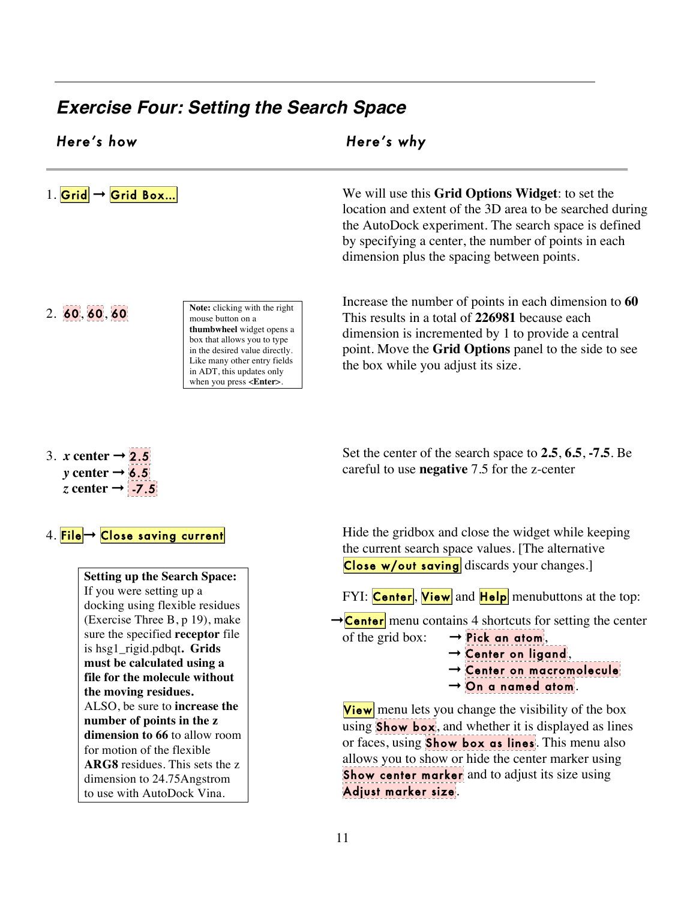## *Exercise Four: Setting the Search Space*

| Here's how | Here's why |
|---|---|
| 1. Grid → Grid Box... | We will use this **Grid Options Widget**: to set the location and extent of the 3D area to be searched during the AutoDock experiment. The search space is defined by specifying a center, the number of points in each dimension plus the spacing between points. |
| 2. 60, 60, 60 | Increase the number of points in each dimension to **60** This results in a total of **226981** because each dimension is incremented by 1 to provide a central point. Move the **Grid Options** panel to the side to see the box while you adjust its size. |
| 3. ***x*** **center** → 2.5<br>***y*** **center** → 6.5<br>***z*** **center** → -7.5 | Set the center of the search space to **2.5**, **6.5**, **-7.5**. Be careful to use **negative** 7.5 for the z-center |
| 4. File→ Close saving current | Hide the gridbox and close the widget while keeping the current search space values. [The alternative Close w/out saving discards your changes.] |

> **Note:** clicking with the right mouse button on a **thumbwheel** widget opens a box that allows you to type in the desired value directly. Like many other entry fields in ADT, this updates only when you press **<Enter>**.

> **Setting up the Search Space:** If you were setting up a docking using flexible residues (Exercise Three B, p 19), make sure the specified **receptor** file is hsg1_rigid.pdbqt. **Grids must be calculated using a file for the molecule without the moving residues.** ALSO, be sure to **increase the number of points in the z dimension to 66** to allow room for motion of the flexible **ARG8** residues. This sets the z dimension to 24.75Angstrom to use with AutoDock Vina.

FYI: Center, View and Help menubuttons at the top:

→Center menu contains 4 shortcuts for setting the center of the grid box:
- → Pick an atom,
- → Center on ligand,
- → Center on macromolecule
- → On a named atom.

View menu lets you change the visibility of the box using Show box, and whether it is displayed as lines or faces, using Show box as lines. This menu also allows you to show or hide the center marker using Show center marker and to adjust its size using Adjust marker size.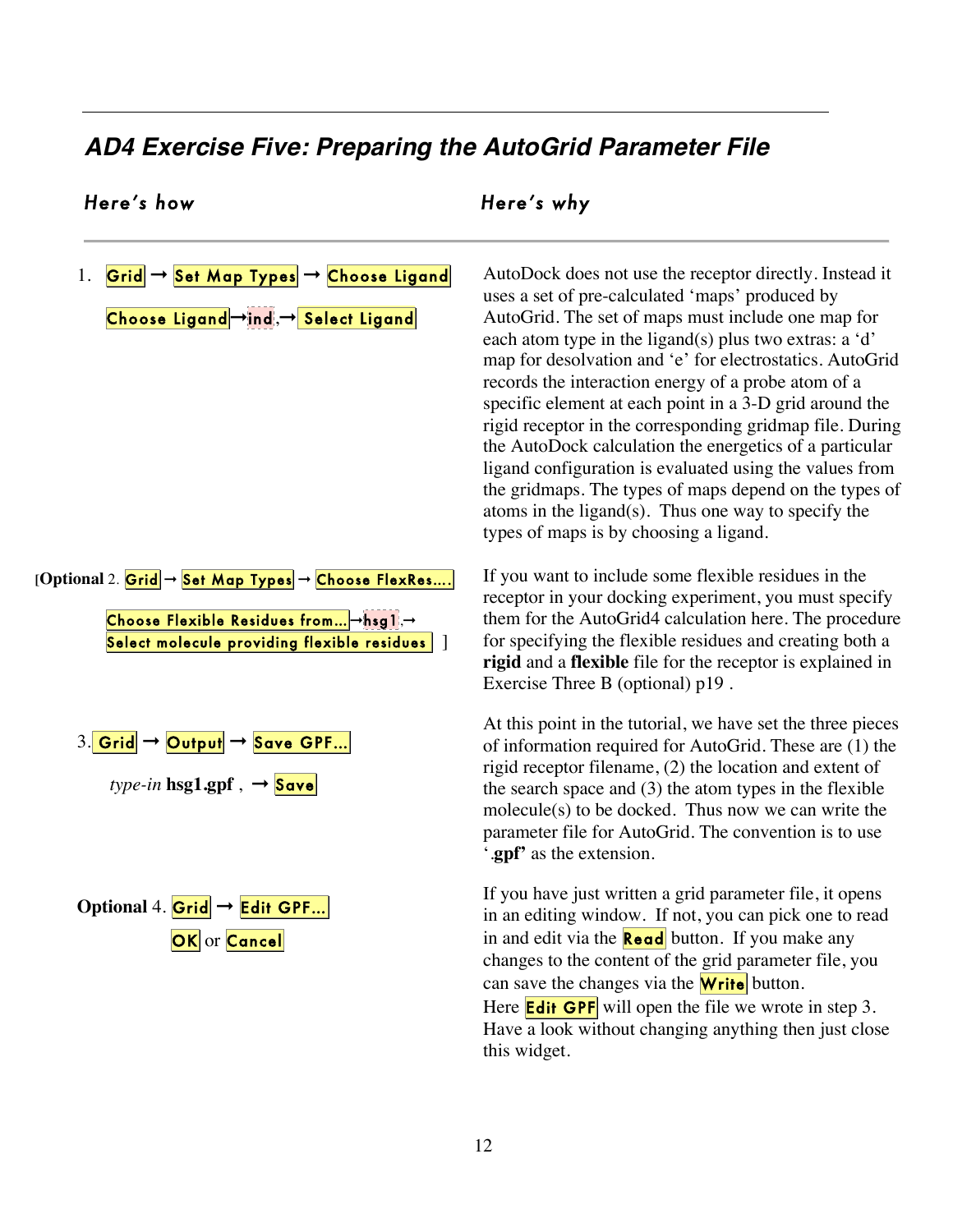## AD4 Exercise Five: Preparing the AutoGrid Parameter File

| Here's how | Here's why |
|---|---|
| 1. Grid → Set Map Types → Choose Ligand<br>Choose Ligand→ind,→ Select Ligand | AutoDock does not use the receptor directly. Instead it uses a set of pre-calculated 'maps' produced by AutoGrid. The set of maps must include one map for each atom type in the ligand(s) plus two extras: a 'd' map for desolvation and 'e' for electrostatics. AutoGrid records the interaction energy of a probe atom of a specific element at each point in a 3-D grid around the rigid receptor in the corresponding gridmap file. During the AutoDock calculation the energetics of a particular ligand configuration is evaluated using the values from the gridmaps. The types of maps depend on the types of atoms in the ligand(s). Thus one way to specify the types of maps is by choosing a ligand. |
| [**Optional** 2. Grid → Set Map Types → Choose FlexRes....<br>Choose Flexible Residues from...→hsg1,→ Select molecule providing flexible residues ] | If you want to include some flexible residues in the receptor in your docking experiment, you must specify them for the AutoGrid4 calculation here. The procedure for specifying the flexible residues and creating both a **rigid** and a **flexible** file for the receptor is explained in Exercise Three B (optional) p19 . |
| 3. Grid → Output → Save GPF...<br>*type-in* **hsg1.gpf** , → Save | At this point in the tutorial, we have set the three pieces of information required for AutoGrid. These are (1) the rigid receptor filename, (2) the location and extent of the search space and (3) the atom types in the flexible molecule(s) to be docked. Thus now we can write the parameter file for AutoGrid. The convention is to use '**.gpf**' as the extension. |
| **Optional** 4. Grid → Edit GPF...<br>OK or Cancel | If you have just written a grid parameter file, it opens in an editing window. If not, you can pick one to read in and edit via the Read button. If you make any changes to the content of the grid parameter file, you can save the changes via the Write button.<br>Here Edit GPF will open the file we wrote in step 3. Have a look without changing anything then just close this widget. |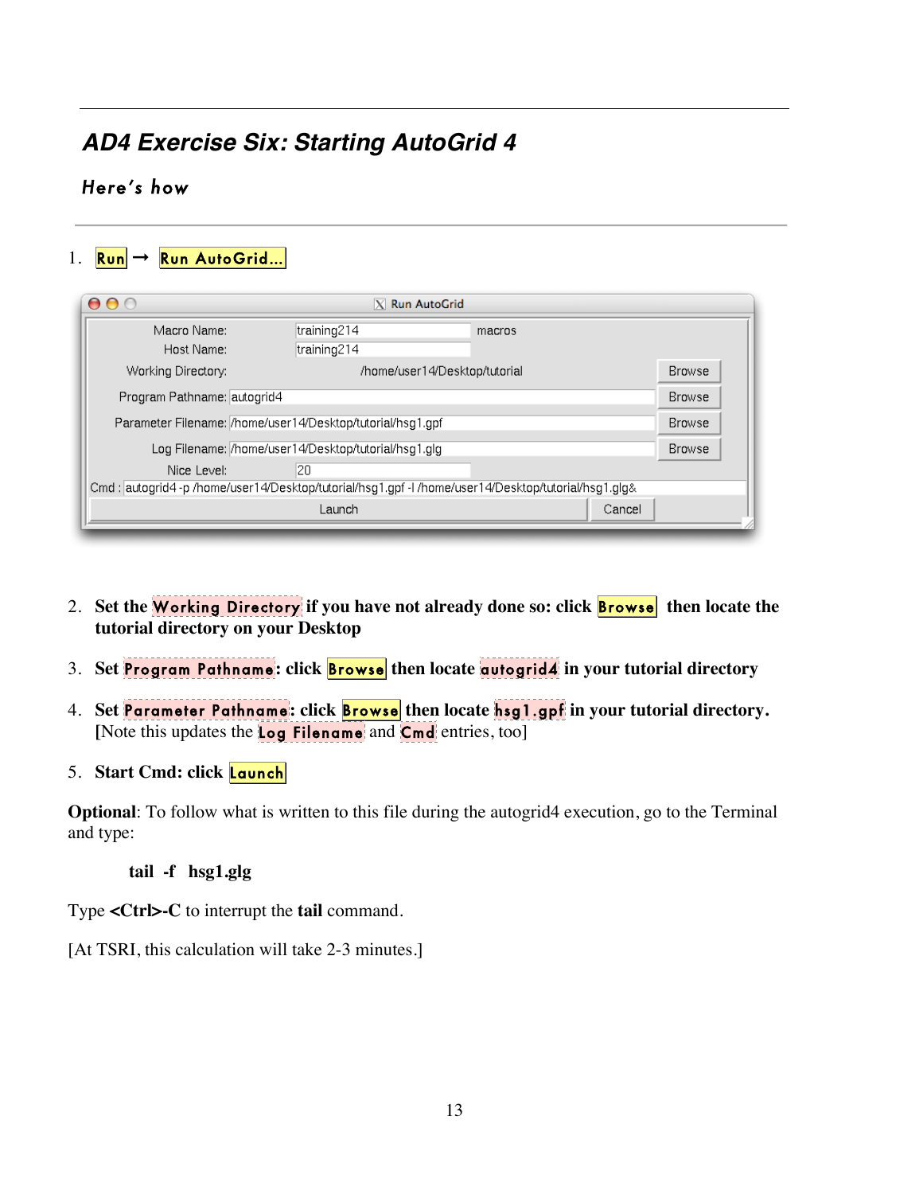## *AD4 Exercise Six: Starting AutoGrid 4*

### Here's how

1. Run → Run AutoGrid...

2. **Set the Working Directory if you have not already done so: click Browse then locate the tutorial directory on your Desktop**

3. **Set Program Pathname: click Browse then locate autogrid4 in your tutorial directory**

4. **Set Parameter Pathname: click Browse then locate hsg1.gpf in your tutorial directory.** [Note this updates the Log Filename and Cmd entries, too]

5. **Start Cmd: click Launch**

**Optional**: To follow what is written to this file during the autogrid4 execution, go to the Terminal and type:

```
tail -f hsg1.glg
```

Type **<Ctrl>-C** to interrupt the **tail** command.

[At TSRI, this calculation will take 2-3 minutes.]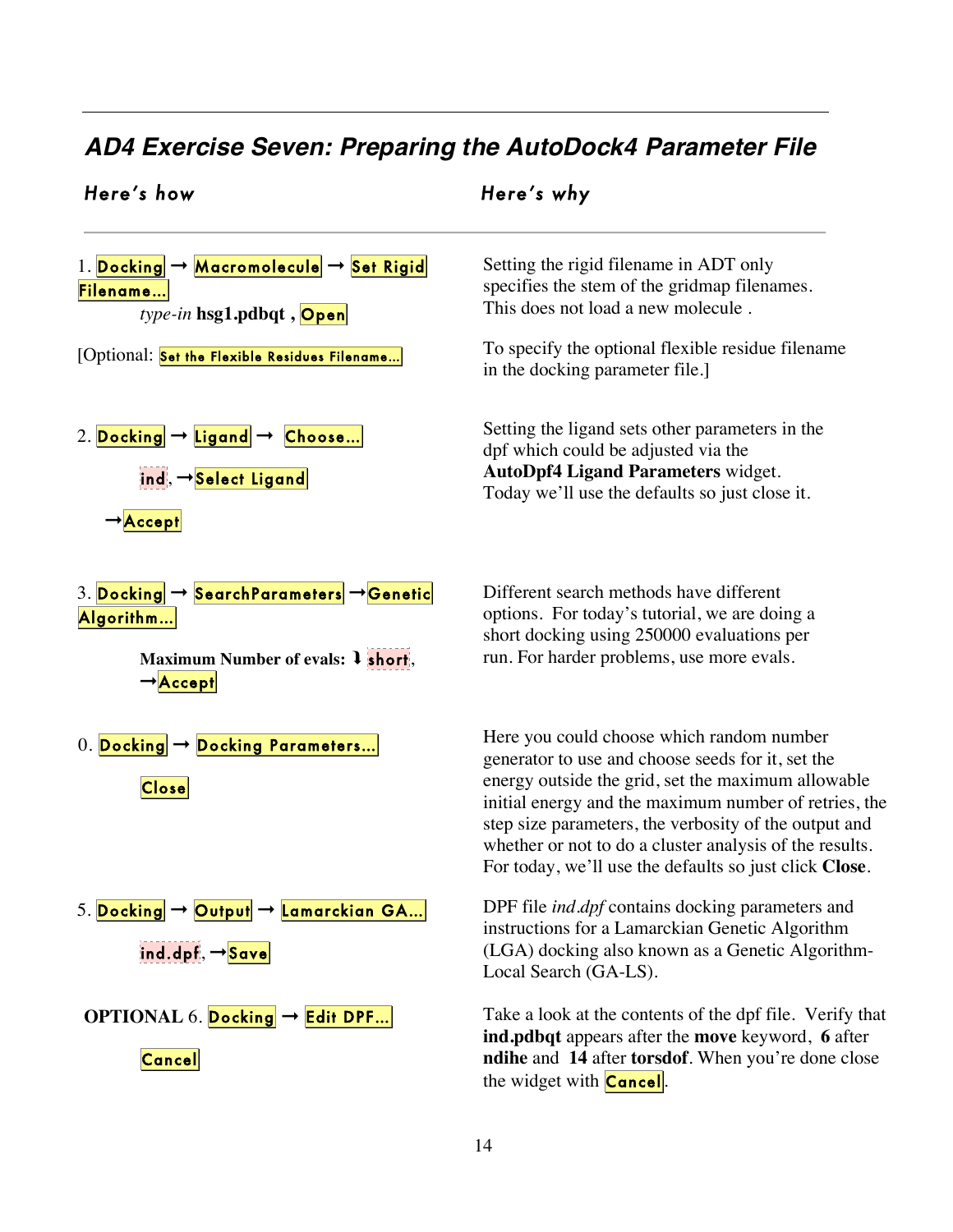## AD4 Exercise Seven: Preparing the AutoDock4 Parameter File

| Here's how | Here's why |
|---|---|
| 1. Docking → Macromolecule → Set Rigid Filename... *type-in* **hsg1.pdbqt** , Open | Setting the rigid filename in ADT only specifies the stem of the gridmap filenames. This does not load a new molecule . |
| [Optional: Set the Flexible Residues Filename... | To specify the optional flexible residue filename in the docking parameter file.] |
| 2. Docking → Ligand → Choose... ind, →Select Ligand →Accept | Setting the ligand sets other parameters in the dpf which could be adjusted via the **AutoDpf4 Ligand Parameters** widget. Today we'll use the defaults so just close it. |
| 3. Docking → SearchParameters →Genetic Algorithm... **Maximum Number of evals:** ↓ short, →Accept | Different search methods have different options. For today's tutorial, we are doing a short docking using 250000 evaluations per run. For harder problems, use more evals. |
| 0. Docking → Docking Parameters... Close | Here you could choose which random number generator to use and choose seeds for it, set the energy outside the grid, set the maximum allowable initial energy and the maximum number of retries, the step size parameters, the verbosity of the output and whether or not to do a cluster analysis of the results. For today, we'll use the defaults so just click **Close**. |
| 5. Docking → Output → Lamarckian GA... ind.dpf, →Save | DPF file *ind.dpf* contains docking parameters and instructions for a Lamarckian Genetic Algorithm (LGA) docking also known as a Genetic Algorithm-Local Search (GA-LS). |
| **OPTIONAL** 6. Docking → Edit DPF... Cancel | Take a look at the contents of the dpf file. Verify that **ind.pdbqt** appears after the **move** keyword, **6** after **ndihe** and **14** after **torsdof**. When you're done close the widget with Cancel. |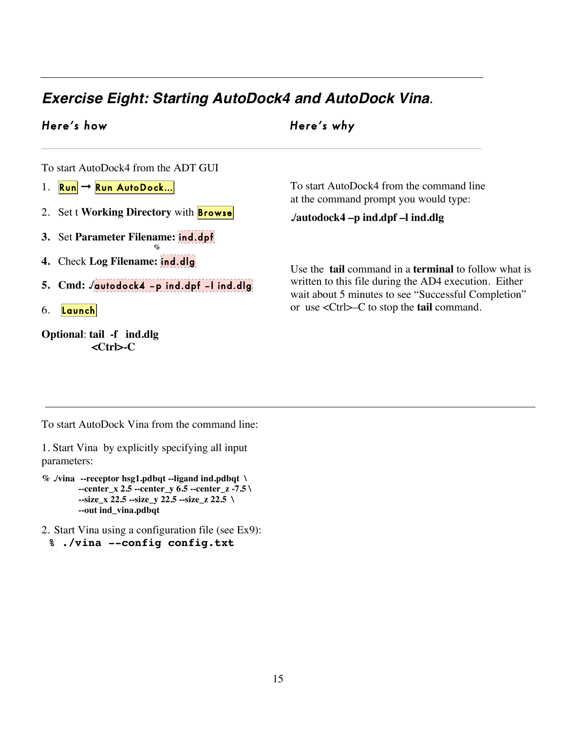---

## *Exercise Eight: Starting AutoDock4 and AutoDock Vina.*

| *Here's how* | *Here's why* |
|---|---|

---

To start AutoDock4 from the ADT GUI

1. Run → Run AutoDock...
2. Set t **Working Directory** with Browse
3. Set **Parameter Filename:** ind.dpf
4. Check **Log Filename:** ind.dlg
5. **Cmd:** ./autodock4 –p ind.dpf –l ind.dlg
6. Launch

**Optional**: **tail -f ind.dlg**
**<Ctrl>-C**

To start AutoDock4 from the command line at the command prompt you would type:

**./autodock4 –p ind.dpf –l ind.dlg**

Use the **tail** command in a **terminal** to follow what is written to this file during the AD4 execution. Either wait about 5 minutes to see "Successful Completion" or use <Ctrl>–C to stop the **tail** command.

---

To start AutoDock Vina from the command line:

1. Start Vina by explicitly specifying all input parameters:

```
% ./vina  --receptor hsg1.pdbqt --ligand ind.pdbqt \
          --center_x 2.5 --center_y 6.5 --center_z -7.5 \
          --size_x 22.5 --size_y 22.5 --size_z 22.5 \
          --out ind_vina.pdbqt
```

2. Start Vina using a configuration file (see Ex9):

```
% ./vina --config config.txt
```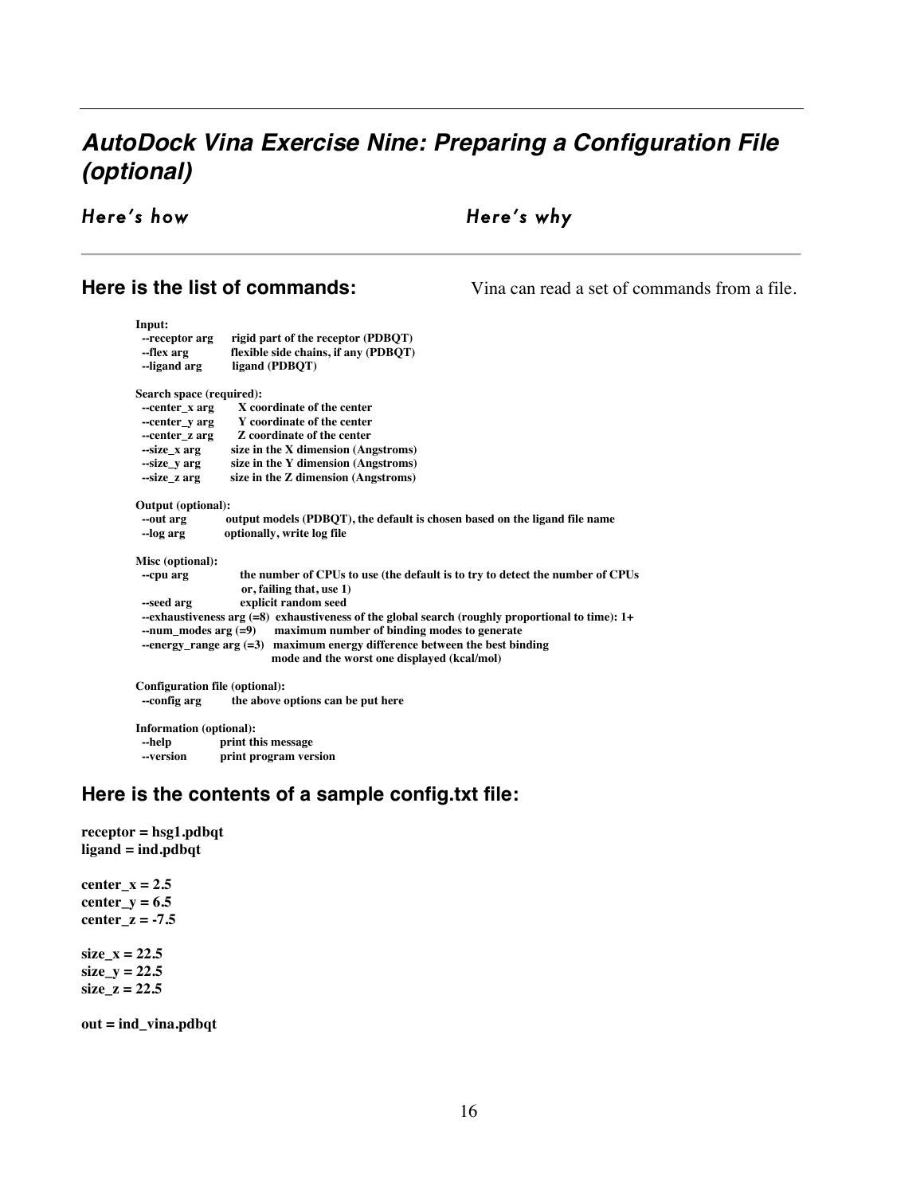## *AutoDock Vina Exercise Nine: Preparing a Configuration File (optional)*

*Here's how* | *Here's why*

### Here is the list of commands:

Vina can read a set of commands from a file.

```
Input:
  --receptor arg      rigid part of the receptor (PDBQT)
  --flex arg          flexible side chains, if any (PDBQT)
  --ligand arg        ligand (PDBQT)

Search space (required):
  --center_x arg      X coordinate of the center
  --center_y arg      Y coordinate of the center
  --center_z arg      Z coordinate of the center
  --size_x arg        size in the X dimension (Angstroms)
  --size_y arg        size in the Y dimension (Angstroms)
  --size_z arg        size in the Z dimension (Angstroms)

Output (optional):
  --out arg           output models (PDBQT), the default is chosen based on the ligand file name
  --log arg           optionally, write log file

Misc (optional):
  --cpu arg           the number of CPUs to use (the default is to try to detect the number of CPUs
                      or, failing that, use 1)
  --seed arg          explicit random seed
  --exhaustiveness arg (=8)  exhaustiveness of the global search (roughly proportional to time): 1+
  --num_modes arg (=9)      maximum number of binding modes to generate
  --energy_range arg (=3)   maximum energy difference between the best binding
                            mode and the worst one displayed (kcal/mol)

Configuration file (optional):
  --config arg        the above options can be put here

Information (optional):
  --help              print this message
  --version           print program version
```

### Here is the contents of a sample config.txt file:

```
receptor = hsg1.pdbqt
ligand = ind.pdbqt

center_x = 2.5
center_y = 6.5
center_z = -7.5

size_x = 22.5
size_y = 22.5
size_z = 22.5

out = ind_vina.pdbqt
```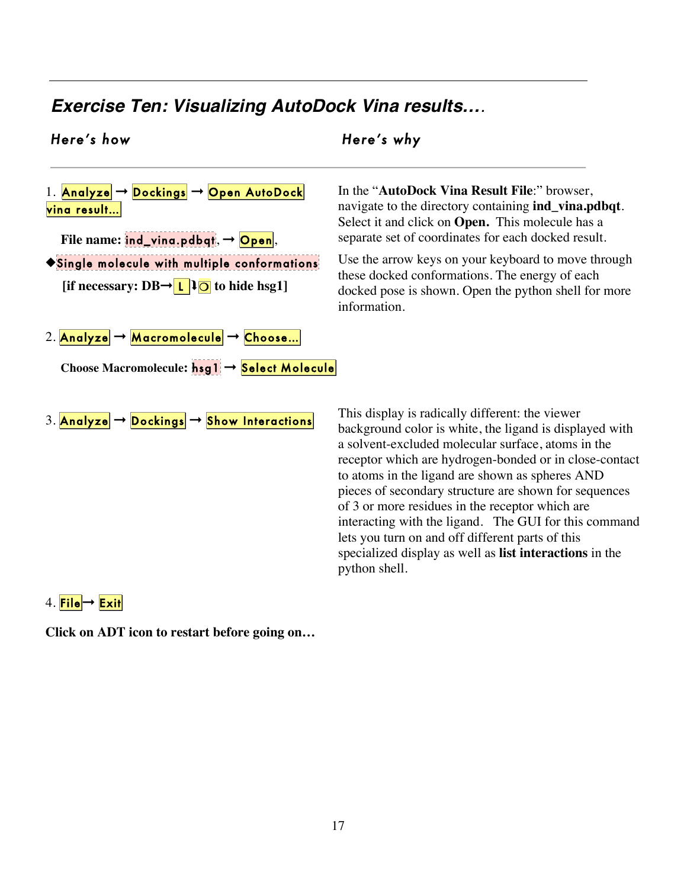## *Exercise Ten: Visualizing AutoDock Vina results….*

| *Here's how* | *Here's why* |
| --- | --- |
| 1. Analyze → Dockings → Open AutoDock vina result…<br><br>**File name:** ind_vina.pdbqt, → Open,<br><br>◆Single molecule with multiple conformations<br><br>**[if necessary: DB→** L ↓○ **to hide hsg1]** | In the "**AutoDock Vina Result File**:" browser, navigate to the directory containing **ind_vina.pdbqt**. Select it and click on **Open.** This molecule has a separate set of coordinates for each docked result.<br><br>Use the arrow keys on your keyboard to move through these docked conformations. The energy of each docked pose is shown. Open the python shell for more information. |
| 2. Analyze → Macromolecule → Choose…<br><br>**Choose Macromolecule:** hsg1 → Select Molecule | |
| 3. Analyze → Dockings → Show Interactions | This display is radically different: the viewer background color is white, the ligand is displayed with a solvent-excluded molecular surface, atoms in the receptor which are hydrogen-bonded or in close-contact to atoms in the ligand are shown as spheres AND pieces of secondary structure are shown for sequences of 3 or more residues in the receptor which are interacting with the ligand. The GUI for this command lets you turn on and off different parts of this specialized display as well as **list interactions** in the python shell. |
| 4. File→ Exit | |

**Click on ADT icon to restart before going on…**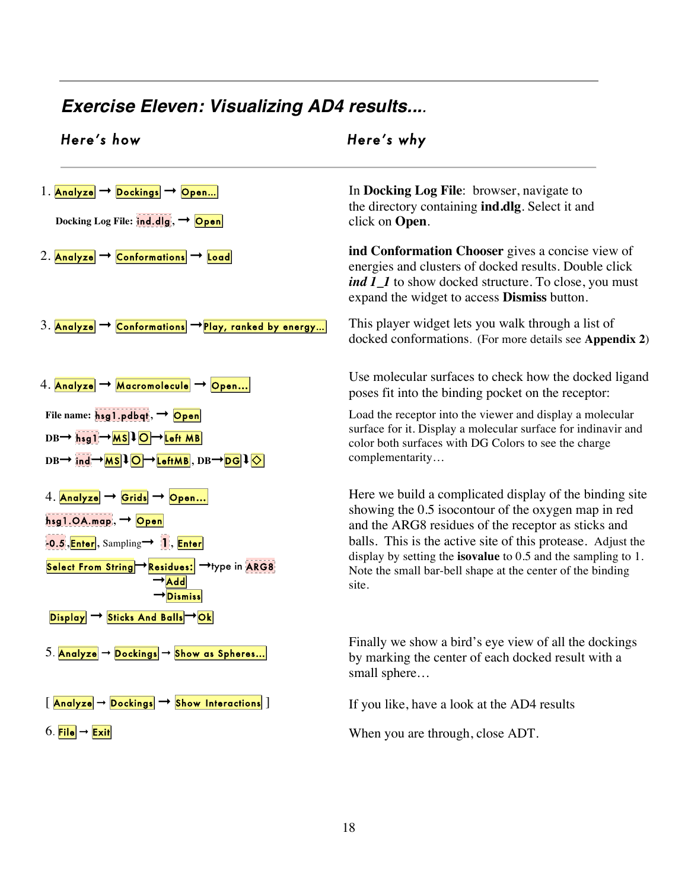## *Exercise Eleven: Visualizing AD4 results....*

| Here's how | Here's why |
|---|---|
| 1. Analyze → Dockings → Open... <br> Docking Log File: ind.dlg, → Open | In **Docking Log File**: browser, navigate to the directory containing **ind.dlg**. Select it and click on **Open**. |
| 2. Analyze → Conformations → Load | **ind Conformation Chooser** gives a concise view of energies and clusters of docked results. Double click ***ind 1_1*** to show docked structure. To close, you must expand the widget to access **Dismiss** button. |
| 3. Analyze → Conformations →Play, ranked by energy... | This player widget lets you walk through a list of docked conformations. (For more details see **Appendix 2**) |
| 4. Analyze → Macromolecule → Open... <br> File name: hsg1.pdbqt, → Open <br> DB→ hsg1→MS⬇O→Left MB <br> DB→ ind→MS⬇O→LeftMB, DB→DG⬇◇ | Use molecular surfaces to check how the docked ligand poses fit into the binding pocket on the receptor: <br> Load the receptor into the viewer and display a molecular surface for it. Display a molecular surface for indinavir and color both surfaces with DG Colors to see the charge complementarity… |
| 4. Analyze → Grids → Open... <br> hsg1.OA.map, → Open <br> -0.5, Enter, Sampling→ 1, Enter <br> Select From String→Residues: →type in ARG8 →Add →Dismiss <br> Display → Sticks And Balls→Ok | Here we build a complicated display of the binding site showing the 0.5 isocontour of the oxygen map in red and the ARG8 residues of the receptor as sticks and balls. This is the active site of this protease. Adjust the display by setting the **isovalue** to 0.5 and the sampling to 1. Note the small bar-bell shape at the center of the binding site. |
| 5. Analyze → Dockings → Show as Spheres... | Finally we show a bird's eye view of all the dockings by marking the center of each docked result with a small sphere… |
| [ Analyze → Dockings → Show Interactions ] | If you like, have a look at the AD4 results |
| 6. File → Exit | When you are through, close ADT. |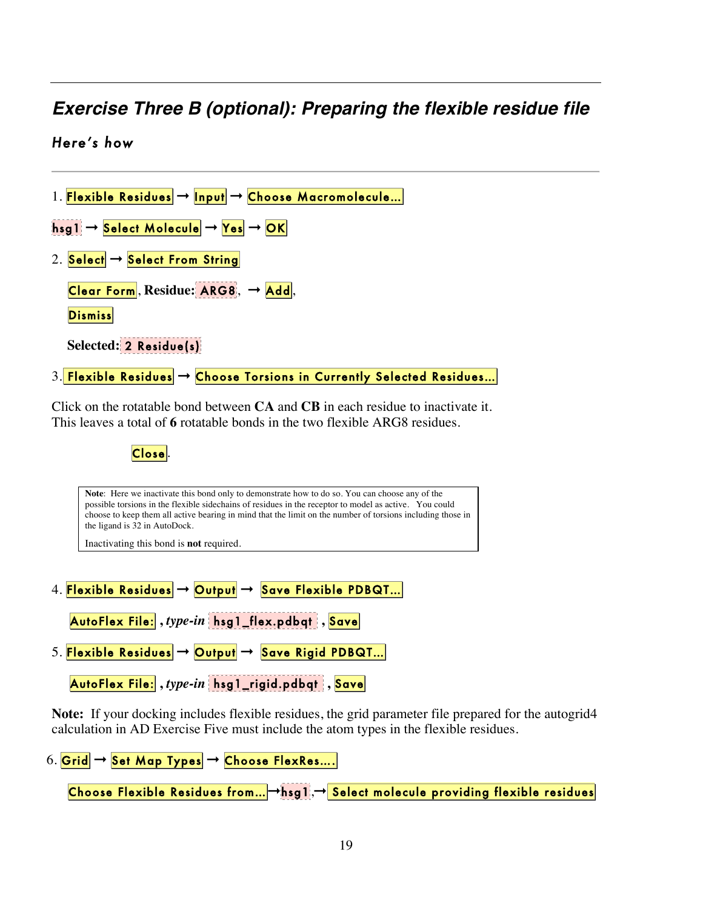## Exercise Three B (optional): Preparing the flexible residue file

### Here's how

1. Flexible Residues → Input → Choose Macromolecule…

   hsg1 → Select Molecule → Yes → OK

2. Select → Select From String

   Clear Form, **Residue:** ARG8, → Add,

   Dismiss

   **Selected:** 2 Residue(s)

3. Flexible Residues → Choose Torsions in Currently Selected Residues…

Click on the rotatable bond between **CA** and **CB** in each residue to inactivate it. This leaves a total of **6** rotatable bonds in the two flexible ARG8 residues.

Close.

> **Note**: Here we inactivate this bond only to demonstrate how to do so. You can choose any of the possible torsions in the flexible sidechains of residues in the receptor to model as active. You could choose to keep them all active bearing in mind that the limit on the number of torsions including those in the ligand is 32 in AutoDock.
>
> Inactivating this bond is **not** required.

4. Flexible Residues → Output → Save Flexible PDBQT…

   AutoFlex File: , *type-in* hsg1_flex.pdbqt , Save

5. Flexible Residues → Output → Save Rigid PDBQT…

   AutoFlex File: , *type-in* hsg1_rigid.pdbqt , Save

**Note:** If your docking includes flexible residues, the grid parameter file prepared for the autogrid4 calculation in AD Exercise Five must include the atom types in the flexible residues.

6. Grid → Set Map Types → Choose FlexRes….

   Choose Flexible Residues from…→hsg1,→ Select molecule providing flexible residues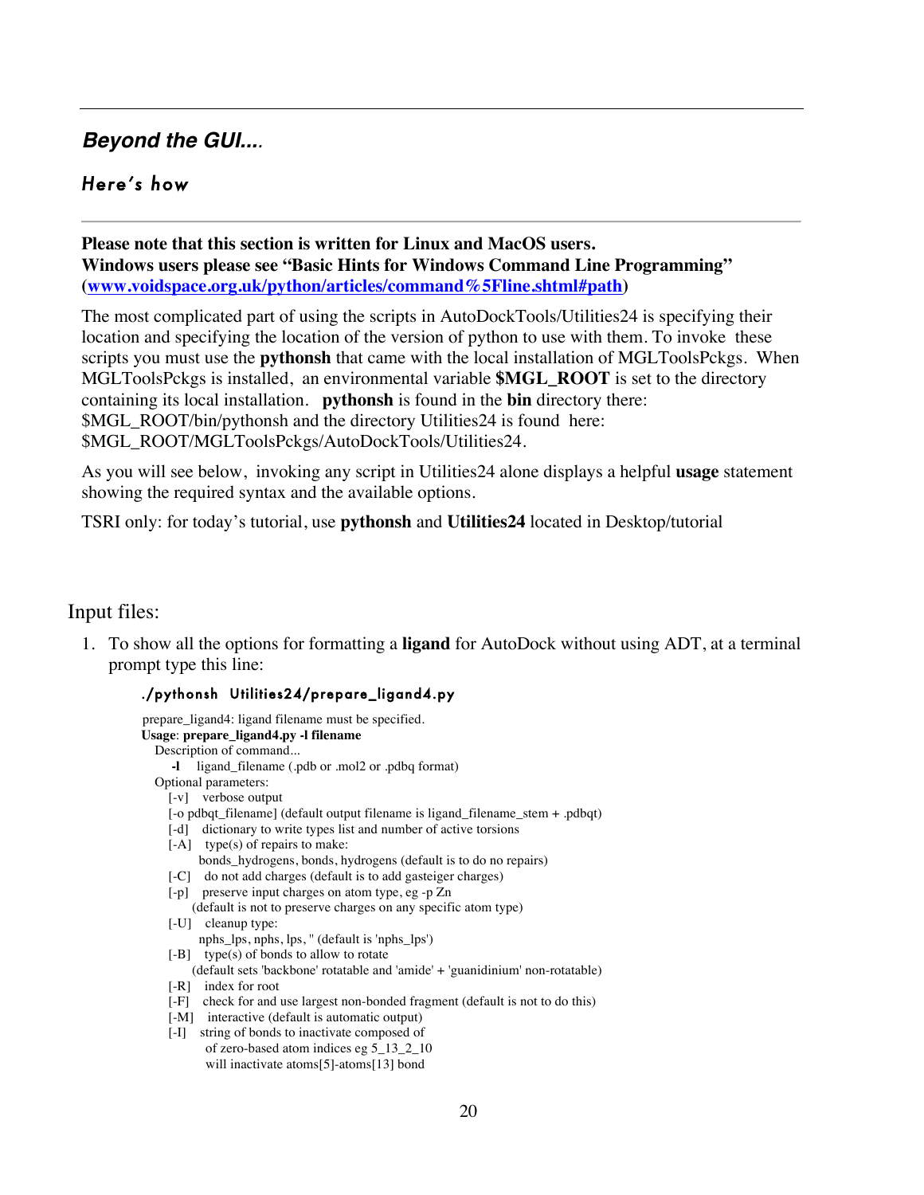## *Beyond the GUI....*

### Here's how

**Please note that this section is written for Linux and MacOS users.**
**Windows users please see "Basic Hints for Windows Command Line Programming" ([www.voidspace.org.uk/python/articles/command%5Fline.shtml#path](www.voidspace.org.uk/python/articles/command%5Fline.shtml#path))**

The most complicated part of using the scripts in AutoDockTools/Utilities24 is specifying their location and specifying the location of the version of python to use with them. To invoke these scripts you must use the **pythonsh** that came with the local installation of MGLToolsPckgs. When MGLToolsPckgs is installed, an environmental variable **$MGL_ROOT** is set to the directory containing its local installation. **pythonsh** is found in the **bin** directory there: $MGL_ROOT/bin/pythonsh and the directory Utilities24 is found here: $MGL_ROOT/MGLToolsPckgs/AutoDockTools/Utilities24.

As you will see below, invoking any script in Utilities24 alone displays a helpful **usage** statement showing the required syntax and the available options.

TSRI only: for today's tutorial, use **pythonsh** and **Utilities24** located in Desktop/tutorial

Input files:

1. To show all the options for formatting a **ligand** for AutoDock without using ADT, at a terminal prompt type this line:

```
./pythonsh  Utilities24/prepare_ligand4.py
```

```
prepare_ligand4: ligand filename must be specified.
Usage: prepare_ligand4.py -l filename
   Description of command...
      -l    ligand_filename (.pdb or .mol2 or .pdbq format)
   Optional parameters:
      [-v]   verbose output
      [-o pdbqt_filename] (default output filename is ligand_filename_stem + .pdbqt)
      [-d]   dictionary to write types list and number of active torsions
      [-A]   type(s) of repairs to make:
               bonds_hydrogens, bonds, hydrogens (default is to do no repairs)
      [-C]   do not add charges (default is to add gasteiger charges)
      [-p]   preserve input charges on atom type, eg -p Zn
             (default is not to preserve charges on any specific atom type)
      [-U]   cleanup type:
               nphs_lps, nphs, lps, '' (default is 'nphs_lps')
      [-B]   type(s) of bonds to allow to rotate
             (default sets 'backbone' rotatable and 'amide' + 'guanidinium' non-rotatable)
      [-R]   index for root
      [-F]   check for and use largest non-bonded fragment (default is not to do this)
      [-M]   interactive (default is automatic output)
      [-I]   string of bonds to inactivate composed of
               of zero-based atom indices eg 5_13_2_10
               will inactivate atoms[5]-atoms[13] bond
```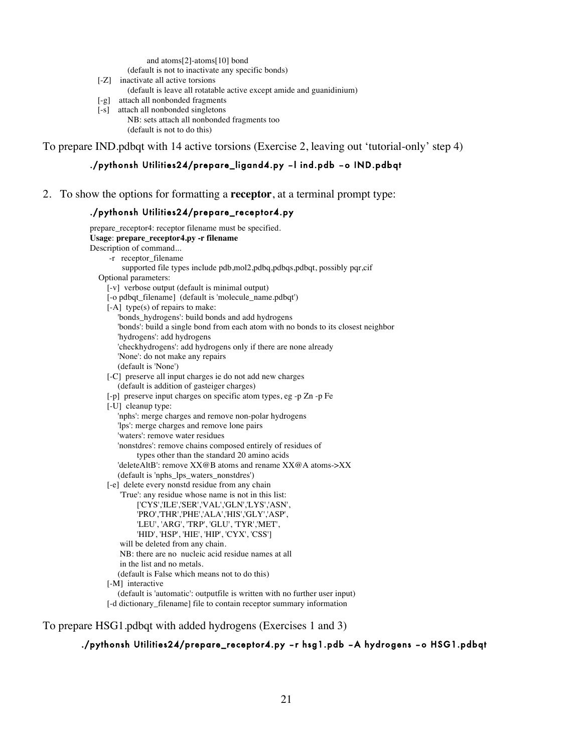```
                and atoms[2]-atoms[10] bond
            (default is not to inactivate any specific bonds)
    [-Z]    inactivate all active torsions
            (default is leave all rotatable active except amide and guanidinium)
    [-g]    attach all nonbonded fragments
    [-s]    attach all nonbonded singletons
            NB: sets attach all nonbonded fragments too
            (default is not to do this)
```

To prepare IND.pdbqt with 14 active torsions (Exercise 2, leaving out 'tutorial-only' step 4)

```
./pythonsh Utilities24/prepare_ligand4.py –l ind.pdb –o IND.pdbqt
```

2. To show the options for formatting a **receptor**, at a terminal prompt type:

```
./pythonsh Utilities24/prepare_receptor4.py
```

```
prepare_receptor4: receptor filename must be specified.
Usage: prepare_receptor4.py -r filename
Description of command...
    -r   receptor_filename
         supported file types include pdb,mol2,pdbq,pdbqs,pdbqt, possibly pqr,cif
  Optional parameters:
    [-v]  verbose output (default is minimal output)
    [-o pdbqt_filename]  (default is 'molecule_name.pdbqt')
    [-A]  type(s) of repairs to make:
        'bonds_hydrogens': build bonds and add hydrogens
        'bonds': build a single bond from each atom with no bonds to its closest neighbor
        'hydrogens': add hydrogens
        'checkhydrogens': add hydrogens only if there are none already
        'None': do not make any repairs
        (default is 'None')
    [-C]  preserve all input charges ie do not add new charges
        (default is addition of gasteiger charges)
    [-p]  preserve input charges on specific atom types, eg -p Zn -p Fe
    [-U]  cleanup type:
        'nphs': merge charges and remove non-polar hydrogens
        'lps': merge charges and remove lone pairs
        'waters': remove water residues
        'nonstdres': remove chains composed entirely of residues of
                types other than the standard 20 amino acids
        'deleteAltB': remove XX@B atoms and rename XX@A atoms->XX
        (default is 'nphs_lps_waters_nonstdres')
    [-e]  delete every nonstd residue from any chain
         'True': any residue whose name is not in this list:
                ['CYS','ILE','SER','VAL','GLN','LYS','ASN',
                'PRO','THR','PHE','ALA','HIS','GLY','ASP',
                'LEU', 'ARG', 'TRP', 'GLU', 'TYR','MET',
                'HID', 'HSP', 'HIE', 'HIP', 'CYX', 'CSS']
         will be deleted from any chain.
         NB: there are no  nucleic acid residue names at all
         in the list and no metals.
        (default is False which means not to do this)
    [-M]  interactive
        (default is 'automatic': outputfile is written with no further user input)
    [-d dictionary_filename] file to contain receptor summary information
```

To prepare HSG1.pdbqt with added hydrogens (Exercises 1 and 3)

```
./pythonsh Utilities24/prepare_receptor4.py –r hsg1.pdb –A hydrogens –o HSG1.pdbqt
```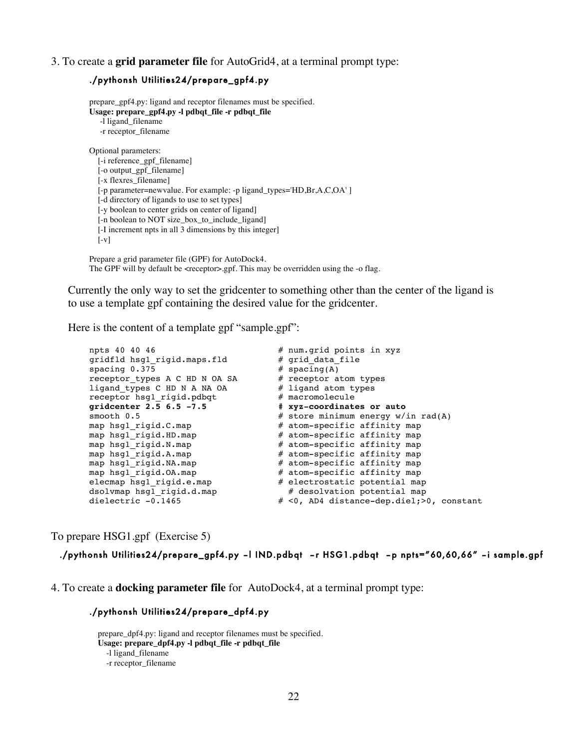3. To create a **grid parameter file** for AutoGrid4, at a terminal prompt type:

```
./pythonsh Utilities24/prepare_gpf4.py
```

```
prepare_gpf4.py: ligand and receptor filenames must be specified.
Usage: prepare_gpf4.py -l pdbqt_file -r pdbqt_file
    -l ligand_filename
    -r receptor_filename

Optional parameters:
    [-i reference_gpf_filename]
    [-o output_gpf_filename]
    [-x flexres_filename]
    [-p parameter=newvalue. For example: -p ligand_types='HD,Br,A,C,OA' ]
    [-d directory of ligands to use to set types]
    [-y boolean to center grids on center of ligand]
    [-n boolean to NOT size_box_to_include_ligand]
    [-I increment npts in all 3 dimensions by this integer]
    [-v]

Prepare a grid parameter file (GPF) for AutoDock4.
The GPF will by default be <receptor>.gpf. This may be overridden using the -o flag.
```

Currently the only way to set the gridcenter to something other than the center of the ligand is to use a template gpf containing the desired value for the gridcenter.

Here is the content of a template gpf "sample.gpf":

```
npts 40 40 46                         # num.grid points in xyz
gridfld hsg1_rigid.maps.fld           # grid_data_file
spacing 0.375                         # spacing(A)
receptor_types A C HD N OA SA         # receptor atom types
ligand_types C HD N A NA OA           # ligand atom types
receptor hsg1_rigid.pdbqt             # macromolecule
gridcenter 2.5 6.5 -7.5               # xyz-coordinates or auto
smooth 0.5                            # store minimum energy w/in rad(A)
map hsg1_rigid.C.map                  # atom-specific affinity map
map hsg1_rigid.HD.map                 # atom-specific affinity map
map hsg1_rigid.N.map                  # atom-specific affinity map
map hsg1_rigid.A.map                  # atom-specific affinity map
map hsg1_rigid.NA.map                 # atom-specific affinity map
map hsg1_rigid.OA.map                 # atom-specific affinity map
elecmap hsg1_rigid.e.map              # electrostatic potential map
dsolvmap hsg1_rigid.d.map               # desolvation potential map
dielectric -0.1465                    # <0, AD4 distance-dep.diel;>0, constant
```

To prepare HSG1.gpf (Exercise 5)

```
./pythonsh Utilities24/prepare_gpf4.py -l IND.pdbqt -r HSG1.pdbqt -p npts="60,60,66" -i sample.gpf
```

4. To create a **docking parameter file** for AutoDock4, at a terminal prompt type:

```
./pythonsh Utilities24/prepare_dpf4.py
```

```
prepare_dpf4.py: ligand and receptor filenames must be specified.
Usage: prepare_dpf4.py -l pdbqt_file -r pdbqt_file
    -l ligand_filename
    -r receptor_filename
```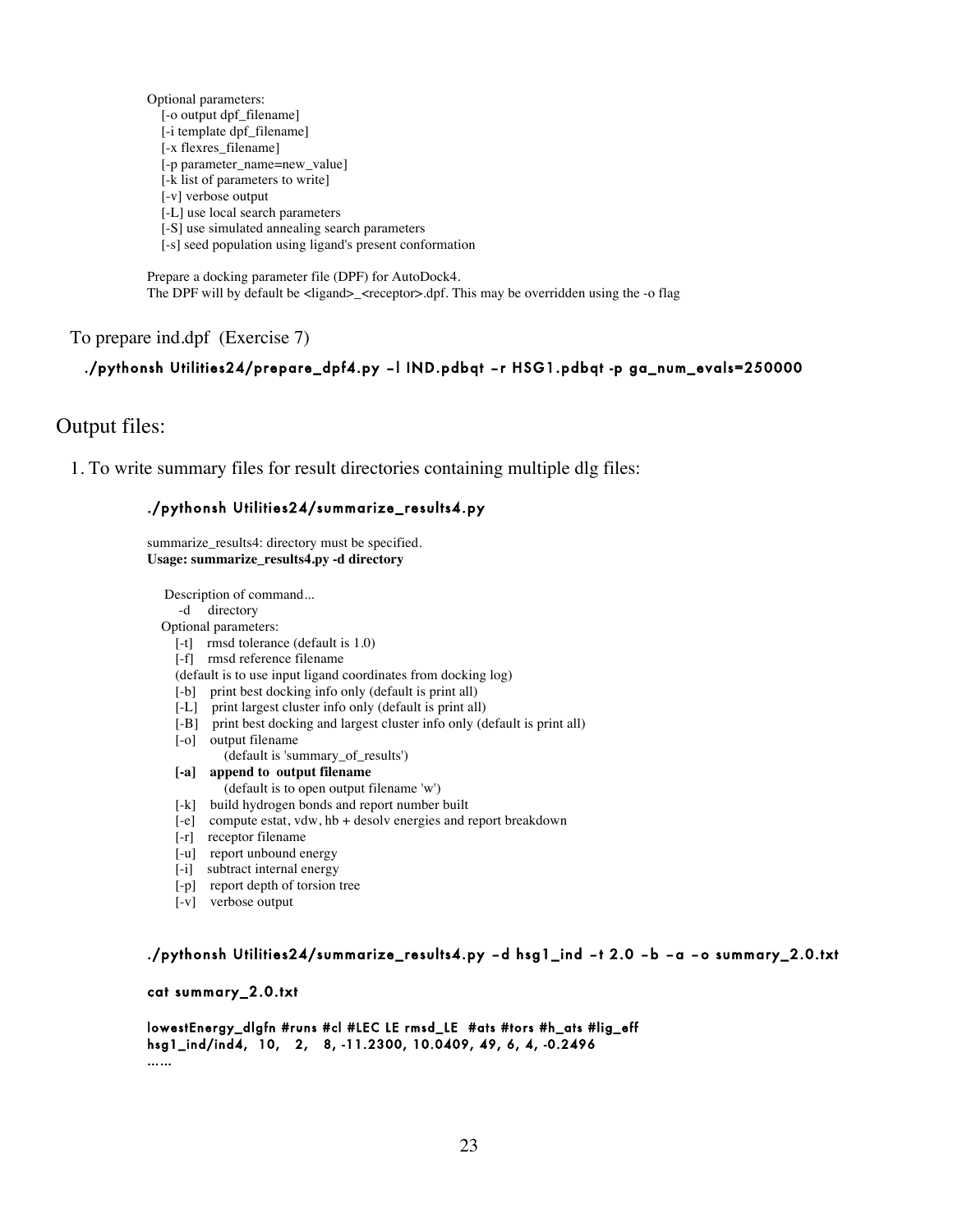Optional parameters:
[-o output dpf_filename]
[-i template dpf_filename]
[-x flexres_filename]
[-p parameter_name=new_value]
[-k list of parameters to write]
[-v] verbose output
[-L] use local search parameters
[-S] use simulated annealing search parameters
[-s] seed population using ligand's present conformation

Prepare a docking parameter file (DPF) for AutoDock4.
The DPF will by default be <ligand>_<receptor>.dpf. This may be overridden using the -o flag

To prepare ind.dpf (Exercise 7)

```
./pythonsh Utilities24/prepare_dpf4.py –l IND.pdbqt –r HSG1.pdbqt -p ga_num_evals=250000
```

## Output files:

1. To write summary files for result directories containing multiple dlg files:

```
./pythonsh Utilities24/summarize_results4.py
```

summarize_results4: directory must be specified.
**Usage: summarize_results4.py -d directory**

Description of command...
-d directory
Optional parameters:
[-t] rmsd tolerance (default is 1.0)
[-f] rmsd reference filename
(default is to use input ligand coordinates from docking log)
[-b] print best docking info only (default is print all)
[-L] print largest cluster info only (default is print all)
[-B] print best docking and largest cluster info only (default is print all)
[-o] output filename
(default is 'summary_of_results')
**[-a] append to output filename**
(default is to open output filename 'w')
[-k] build hydrogen bonds and report number built
[-e] compute estat, vdw, hb + desolv energies and report breakdown
[-r] receptor filename
[-u] report unbound energy
[-i] subtract internal energy
[-p] report depth of torsion tree
[-v] verbose output

```
./pythonsh Utilities24/summarize_results4.py –d hsg1_ind –t 2.0 –b –a –o summary_2.0.txt

cat summary_2.0.txt

lowestEnergy_dlgfn #runs #cl #LEC LE rmsd_LE #ats #tors #h_ats #lig_eff
hsg1_ind/ind4, 10, 2, 8, -11.2300, 10.0409, 49, 6, 4, -0.2496
……
```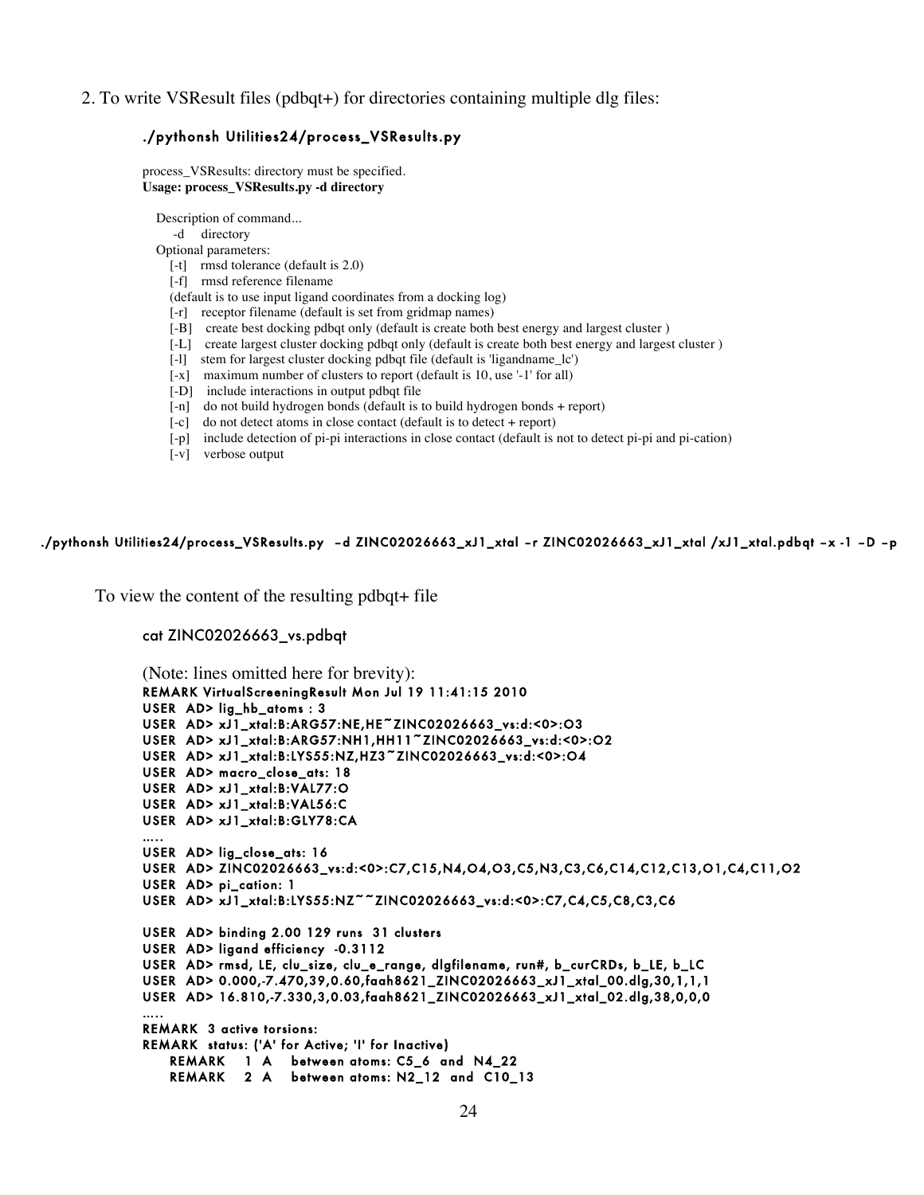2. To write VSResult files (pdbqt+) for directories containing multiple dlg files:

```
./pythonsh Utilities24/process_VSResults.py
```

process_VSResults: directory must be specified.
**Usage: process_VSResults.py -d directory**

Description of command...
-d directory
Optional parameters:
[-t] rmsd tolerance (default is 2.0)
[-f] rmsd reference filename
(default is to use input ligand coordinates from a docking log)
[-r] receptor filename (default is set from gridmap names)
[-B] create best docking pdbqt only (default is create both best energy and largest cluster )
[-L] create largest cluster docking pdbqt only (default is create both best energy and largest cluster )
[-l] stem for largest cluster docking pdbqt file (default is 'ligandname_lc')
[-x] maximum number of clusters to report (default is 10, use '-1' for all)
[-D] include interactions in output pdbqt file
[-n] do not build hydrogen bonds (default is to build hydrogen bonds + report)
[-c] do not detect atoms in close contact (default is to detect + report)
[-p] include detection of pi-pi interactions in close contact (default is not to detect pi-pi and pi-cation)
[-v] verbose output

```
./pythonsh Utilities24/process_VSResults.py  -d ZINC02026663_xJ1_xtal -r ZINC02026663_xJ1_xtal /xJ1_xtal.pdbqt -x -1 -D -p
```

To view the content of the resulting pdbqt+ file

```
cat ZINC02026663_vs.pdbqt
```

(Note: lines omitted here for brevity):

```
REMARK VirtualScreeningResult Mon Jul 19 11:41:15 2010
USER  AD> lig_hb_atoms : 3
USER  AD> xJ1_xtal:B:ARG57:NE,HE~ZINC02026663_vs:d:<0>:O3
USER  AD> xJ1_xtal:B:ARG57:NH1,HH11~ZINC02026663_vs:d:<0>:O2
USER  AD> xJ1_xtal:B:LYS55:NZ,HZ3~ZINC02026663_vs:d:<0>:O4
USER  AD> macro_close_ats: 18
USER  AD> xJ1_xtal:B:VAL77:O
USER  AD> xJ1_xtal:B:VAL56:C
USER  AD> xJ1_xtal:B:GLY78:CA
.....
USER  AD> lig_close_ats: 16
USER  AD> ZINC02026663_vs:d:<0>:C7,C15,N4,O4,O3,C5,N3,C3,C6,C14,C12,C13,O1,C4,C11,O2
USER  AD> pi_cation: 1
USER  AD> xJ1_xtal:B:LYS55:NZ~~ZINC02026663_vs:d:<0>:C7,C4,C5,C8,C3,C6

USER  AD> binding 2.00 129 runs  31 clusters
USER  AD> ligand efficiency  -0.3112
USER  AD> rmsd, LE, clu_size, clu_e_range, dlgfilename, run#, b_curCRDs, b_LE, b_LC
USER  AD> 0.000,-7.470,39,0.60,faah8621_ZINC02026663_xJ1_xtal_00.dlg,30,1,1,1
USER  AD> 16.810,-7.330,3,0.03,faah8621_ZINC02026663_xJ1_xtal_02.dlg,38,0,0,0
.....
REMARK  3 active torsions:
REMARK  status: ('A' for Active; 'I' for Inactive)
    REMARK    1  A    between atoms: C5_6  and  N4_22
    REMARK    2  A    between atoms: N2_12  and  C10_13
```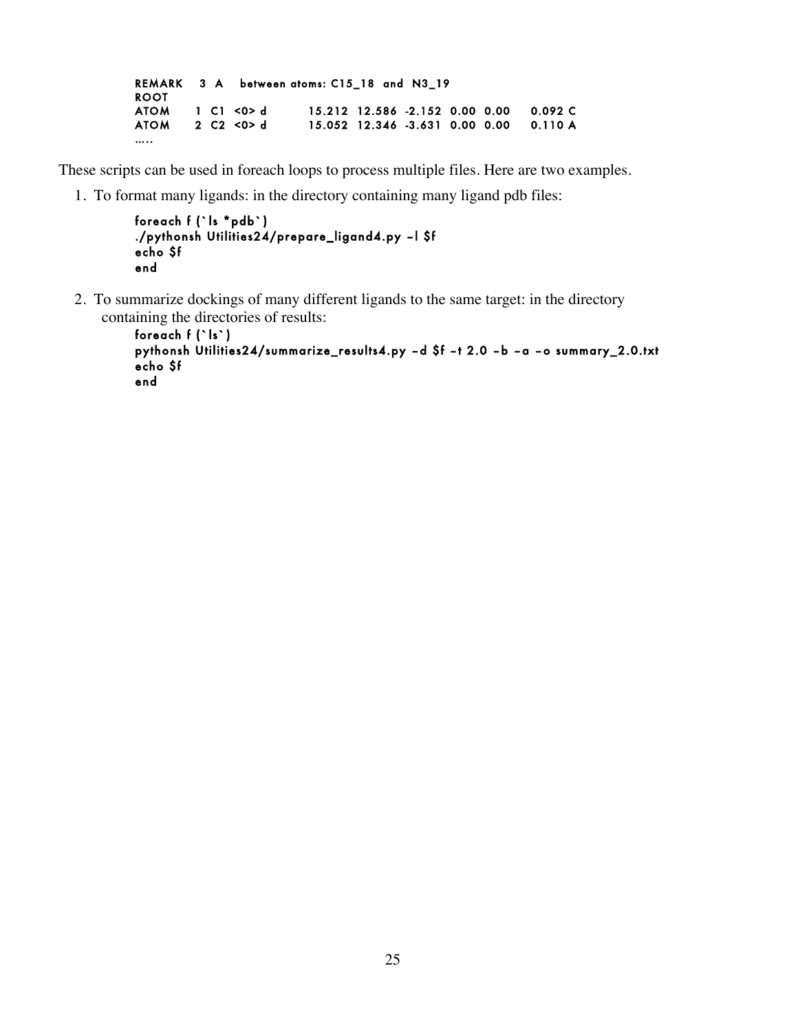```
REMARK   3  A    between atoms: C15_18  and  N3_19
ROOT
ATOM      1  C1  <0> d        15.212  12.586  -2.152  0.00  0.00     0.092 C
ATOM      2  C2  <0> d        15.052  12.346  -3.631  0.00  0.00     0.110 A
.....
```

These scripts can be used in foreach loops to process multiple files. Here are two examples.

1. To format many ligands: in the directory containing many ligand pdb files:

```
foreach f (`ls *pdb`)
./pythonsh Utilities24/prepare_ligand4.py -l $f
echo $f
end
```

2. To summarize dockings of many different ligands to the same target: in the directory containing the directories of results:

```
foreach f (`ls`)
pythonsh Utilities24/summarize_results4.py -d $f -t 2.0 -b -a -o summary_2.0.txt
echo $f
end
```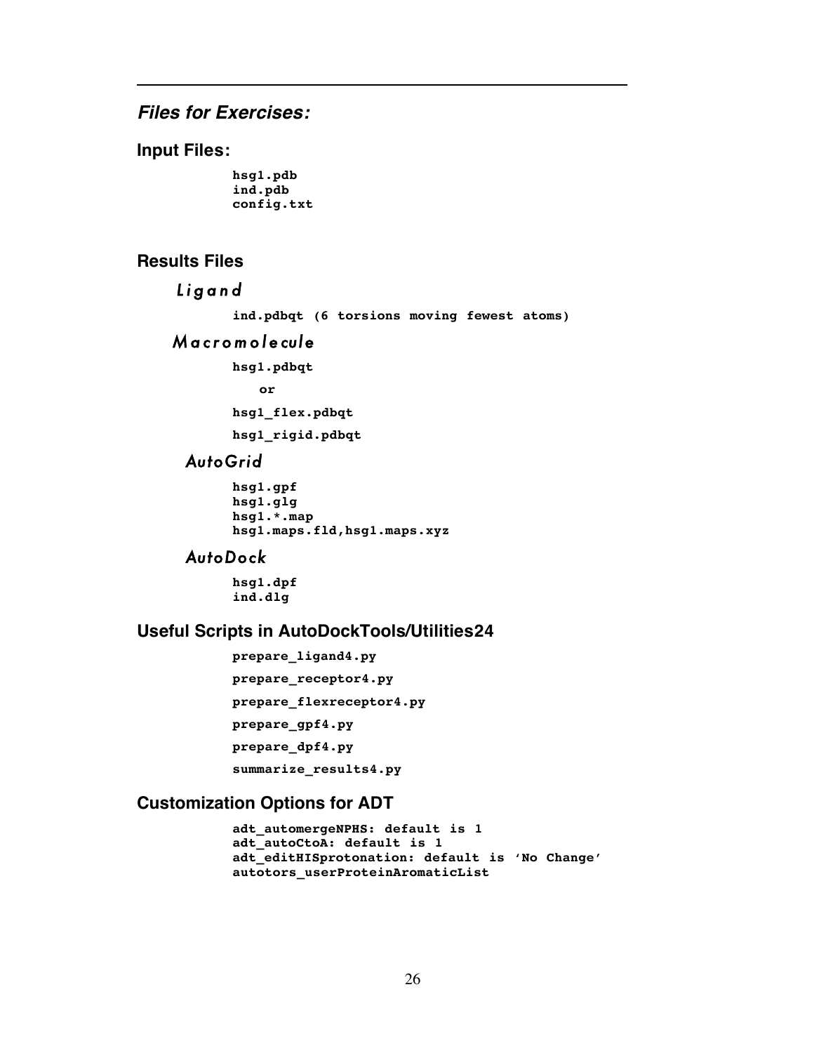## *Files for Exercises:*

### Input Files:

```
hsg1.pdb
ind.pdb
config.txt
```

### Results Files

#### *Ligand*

**ind.pdbqt (6 torsions moving fewest atoms)**

#### *Macromolecule*

**hsg1.pdbqt**

**or**

**hsg1_flex.pdbqt**

**hsg1_rigid.pdbqt**

#### *AutoGrid*

```
hsg1.gpf
hsg1.glg
hsg1.*.map
hsg1.maps.fld,hsg1.maps.xyz
```

#### *AutoDock*

```
hsg1.dpf
ind.dlg
```

### Useful Scripts in AutoDockTools/Utilities24

**prepare_ligand4.py**

**prepare_receptor4.py**

**prepare_flexreceptor4.py**

**prepare_gpf4.py**

**prepare_dpf4.py**

**summarize_results4.py**

### Customization Options for ADT

```
adt_automergeNPHS: default is 1
adt_autoCtoA: default is 1
adt_editHISprotonation: default is 'No Change'
autotors_userProteinAromaticList
```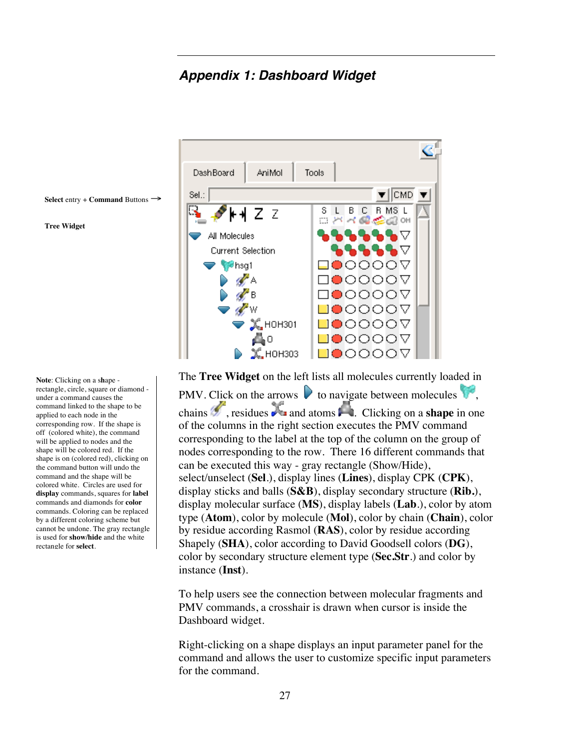## *Appendix 1: Dashboard Widget*

**Select** entry + **Command** Buttons →

**Tree Widget**

The **Tree Widget** on the left lists all molecules currently loaded in PMV. Click on the arrows to navigate between molecules, chains, residues and atoms. Clicking on a **shape** in one of the columns in the right section executes the PMV command corresponding to the label at the top of the column on the group of nodes corresponding to the row. There 16 different commands that can be executed this way - gray rectangle (Show/Hide), select/unselect (**Sel**.), display lines (**Lines**), display CPK (**CPK**), display sticks and balls (**S&B**), display secondary structure (**Rib.**), display molecular surface (**MS**), display labels (**Lab**.), color by atom type (**Atom**), color by molecule (**Mol**), color by chain (**Chain**), color by residue according Rasmol (**RAS**), color by residue according Shapely (**SHA**), color according to David Goodsell colors (**DG**), color by secondary structure element type (**Sec.Str**.) and color by instance (**Inst**).

To help users see the connection between molecular fragments and PMV commands, a crosshair is drawn when cursor is inside the Dashboard widget.

Right-clicking on a shape displays an input parameter panel for the command and allows the user to customize specific input parameters for the command.

**Note**: Clicking on a shape - rectangle, circle, square or diamond - under a command causes the command linked to the shape to be applied to each node in the corresponding row. If the shape is off (colored white), the command will be applied to nodes and the shape will be colored red. If the shape is on (colored red), clicking on the command button will undo the command and the shape will be colored white. Circles are used for **display** commands, squares for **label** commands and diamonds for **color** commands. Coloring can be replaced by a different coloring scheme but cannot be undone. The gray rectangle is used for **show/hide** and the white rectangle for **select**.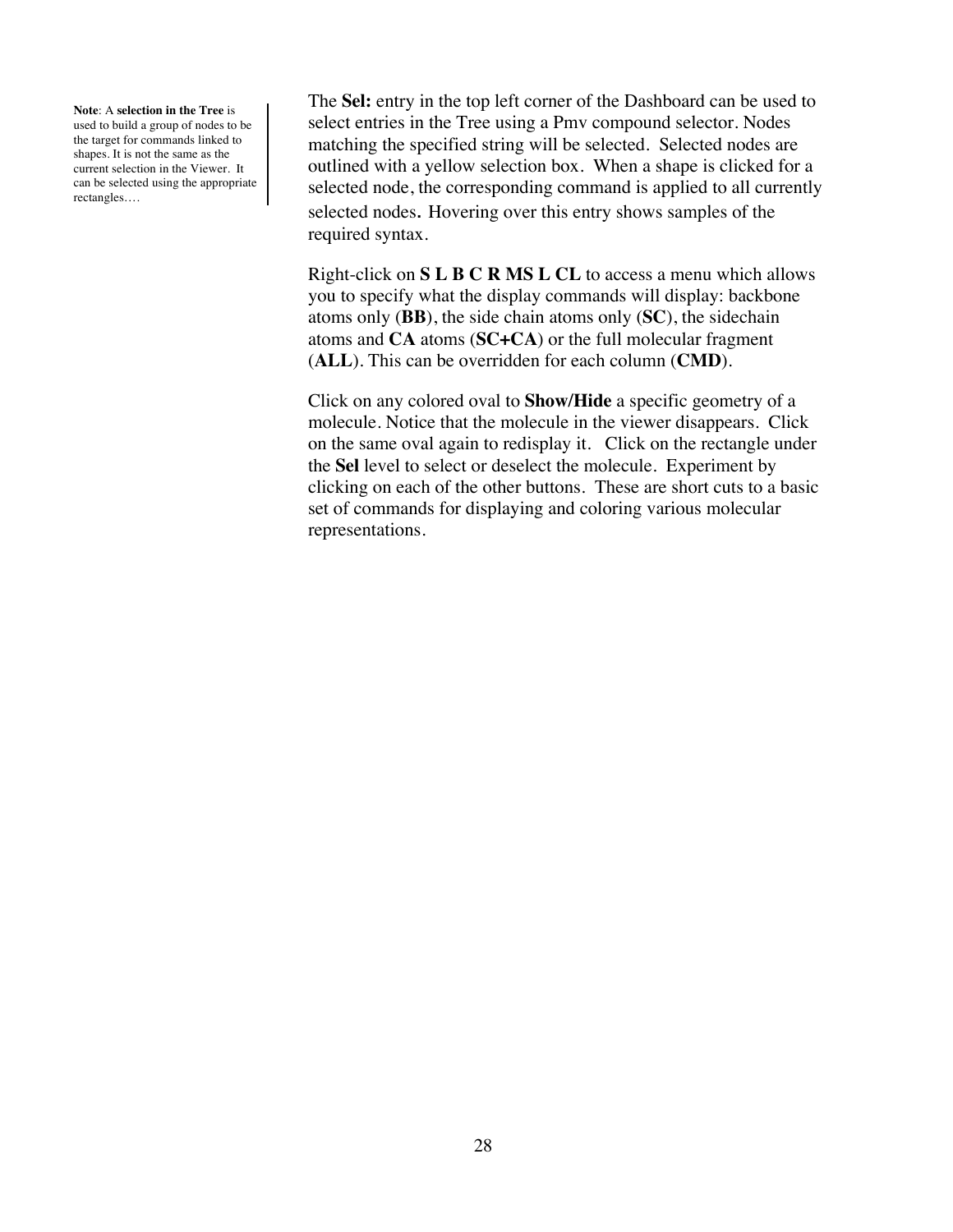**Note**: A **selection in the Tree** is used to build a group of nodes to be the target for commands linked to shapes. It is not the same as the current selection in the Viewer. It can be selected using the appropriate rectangles….

The **Sel:** entry in the top left corner of the Dashboard can be used to select entries in the Tree using a Pmv compound selector. Nodes matching the specified string will be selected. Selected nodes are outlined with a yellow selection box. When a shape is clicked for a selected node, the corresponding command is applied to all currently selected nodes**.** Hovering over this entry shows samples of the required syntax.

Right-click on **S L B C R MS L CL** to access a menu which allows you to specify what the display commands will display: backbone atoms only (**BB**), the side chain atoms only (**SC**), the sidechain atoms and **CA** atoms (**SC+CA**) or the full molecular fragment (**ALL**). This can be overridden for each column (**CMD**).

Click on any colored oval to **Show/Hide** a specific geometry of a molecule. Notice that the molecule in the viewer disappears. Click on the same oval again to redisplay it. Click on the rectangle under the **Sel** level to select or deselect the molecule. Experiment by clicking on each of the other buttons. These are short cuts to a basic set of commands for displaying and coloring various molecular representations.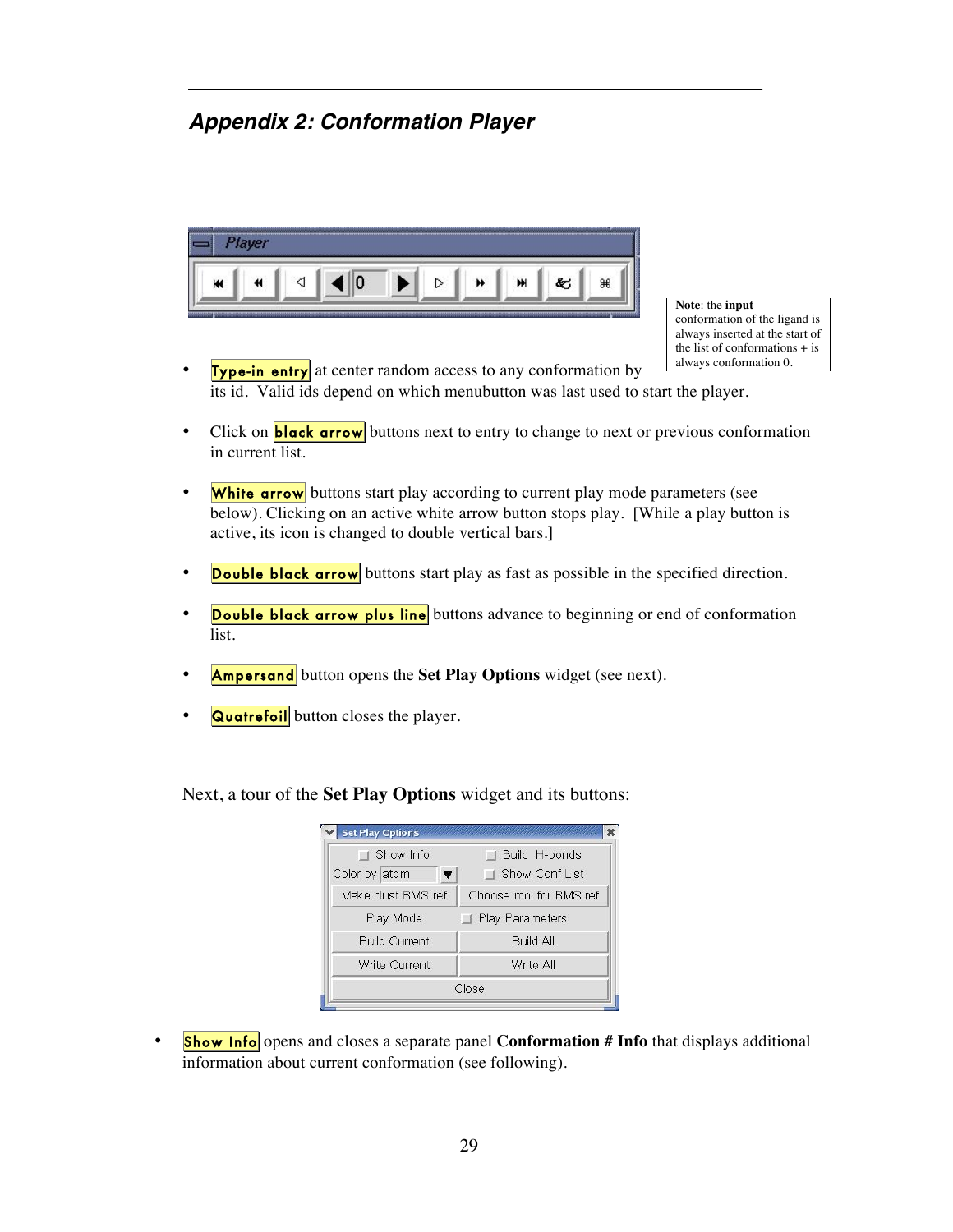## *Appendix 2: Conformation Player*

**Note**: the **input** conformation of the ligand is always inserted at the start of the list of conformations + is always conformation 0.

- Type-in entry at center random access to any conformation by its id. Valid ids depend on which menubutton was last used to start the player.

- Click on black arrow buttons next to entry to change to next or previous conformation in current list.

- White arrow buttons start play according to current play mode parameters (see below). Clicking on an active white arrow button stops play. [While a play button is active, its icon is changed to double vertical bars.]

- Double black arrow buttons start play as fast as possible in the specified direction.

- Double black arrow plus line buttons advance to beginning or end of conformation list.

- Ampersand button opens the **Set Play Options** widget (see next).

- Quatrefoil button closes the player.

Next, a tour of the **Set Play Options** widget and its buttons:

- Show Info opens and closes a separate panel **Conformation # Info** that displays additional information about current conformation (see following).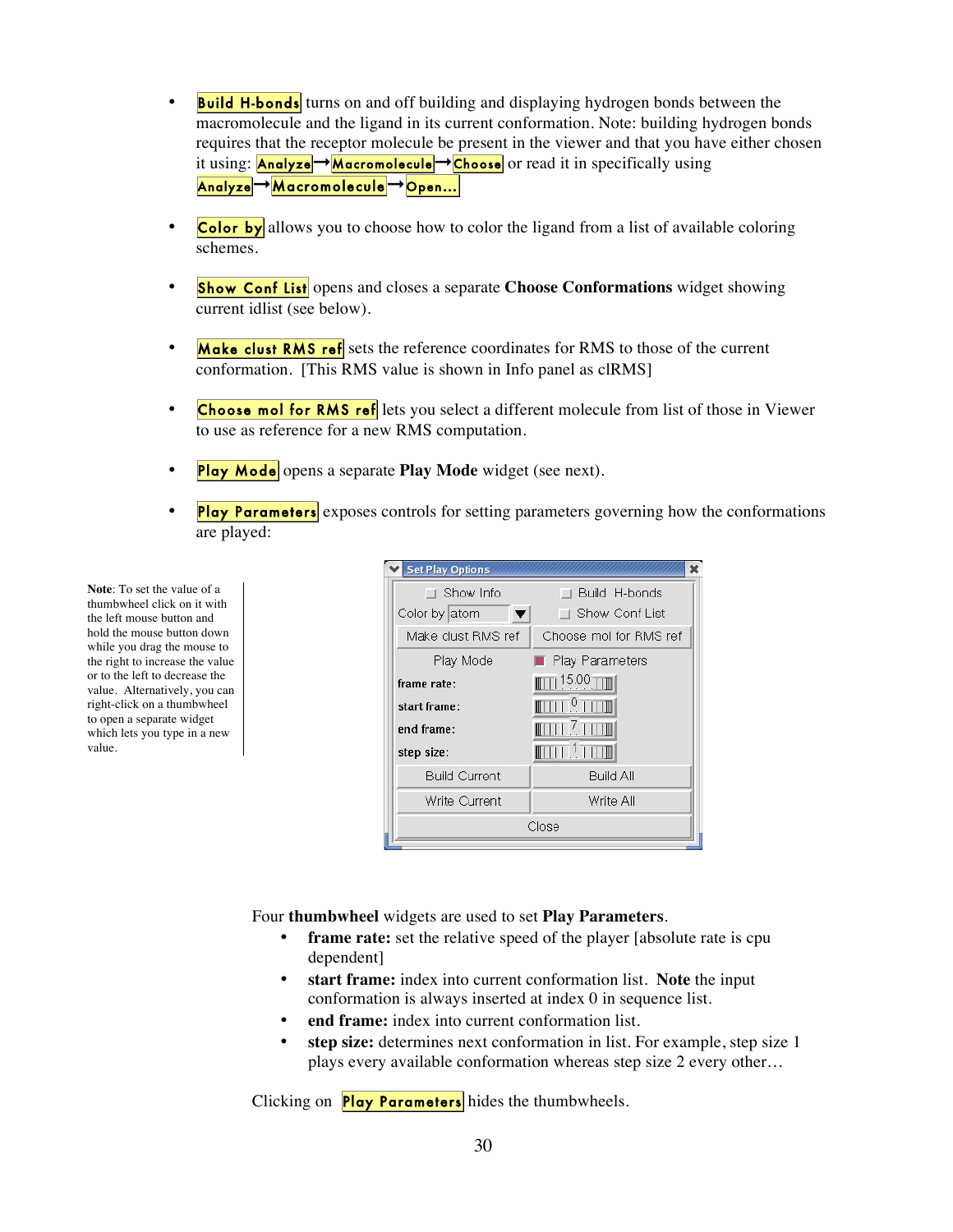- **Build H-bonds** turns on and off building and displaying hydrogen bonds between the macromolecule and the ligand in its current conformation. Note: building hydrogen bonds requires that the receptor molecule be present in the viewer and that you have either chosen it using: **Analyze**→**Macromolecule**→**Choose** or read it in specifically using **Analyze**→**Macromolecule**→**Open...**

- **Color by** allows you to choose how to color the ligand from a list of available coloring schemes.

- **Show Conf List** opens and closes a separate **Choose Conformations** widget showing current idlist (see below).

- **Make clust RMS ref** sets the reference coordinates for RMS to those of the current conformation. [This RMS value is shown in Info panel as clRMS]

- **Choose mol for RMS ref** lets you select a different molecule from list of those in Viewer to use as reference for a new RMS computation.

- **Play Mode** opens a separate **Play Mode** widget (see next).

- **Play Parameters** exposes controls for setting parameters governing how the conformations are played:

**Note**: To set the value of a thumbwheel click on it with the left mouse button and hold the mouse button down while you drag the mouse to the right to increase the value or to the left to decrease the value. Alternatively, you can right-click on a thumbwheel to open a separate widget which lets you type in a new value.

Four **thumbwheel** widgets are used to set **Play Parameters**.

- **frame rate:** set the relative speed of the player [absolute rate is cpu dependent]
- **start frame:** index into current conformation list. **Note** the input conformation is always inserted at index 0 in sequence list.
- **end frame:** index into current conformation list.
- **step size:** determines next conformation in list. For example, step size 1 plays every available conformation whereas step size 2 every other…

Clicking on **Play Parameters** hides the thumbwheels.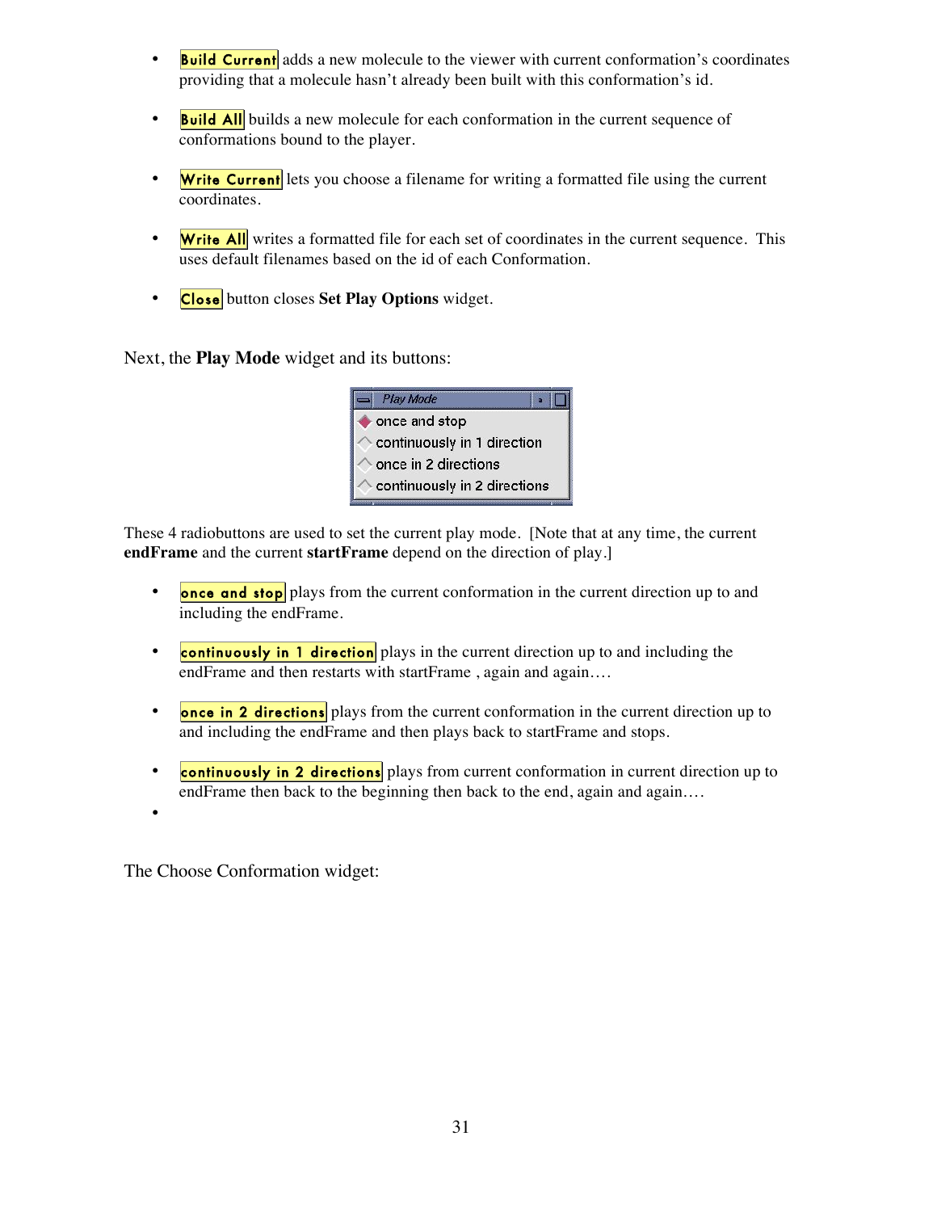- **Build Current** adds a new molecule to the viewer with current conformation's coordinates providing that a molecule hasn't already been built with this conformation's id.

- **Build All** builds a new molecule for each conformation in the current sequence of conformations bound to the player.

- **Write Current** lets you choose a filename for writing a formatted file using the current coordinates.

- **Write All** writes a formatted file for each set of coordinates in the current sequence. This uses default filenames based on the id of each Conformation.

- **Close** button closes **Set Play Options** widget.

Next, the **Play Mode** widget and its buttons:

Play Mode
- once and stop
- continuously in 1 direction
- once in 2 directions
- continuously in 2 directions

These 4 radiobuttons are used to set the current play mode. [Note that at any time, the current **endFrame** and the current **startFrame** depend on the direction of play.]

- **once and stop** plays from the current conformation in the current direction up to and including the endFrame.

- **continuously in 1 direction** plays in the current direction up to and including the endFrame and then restarts with startFrame , again and again….

- **once in 2 directions** plays from the current conformation in the current direction up to and including the endFrame and then plays back to startFrame and stops.

- **continuously in 2 directions** plays from current conformation in current direction up to endFrame then back to the beginning then back to the end, again and again….

-

The Choose Conformation widget: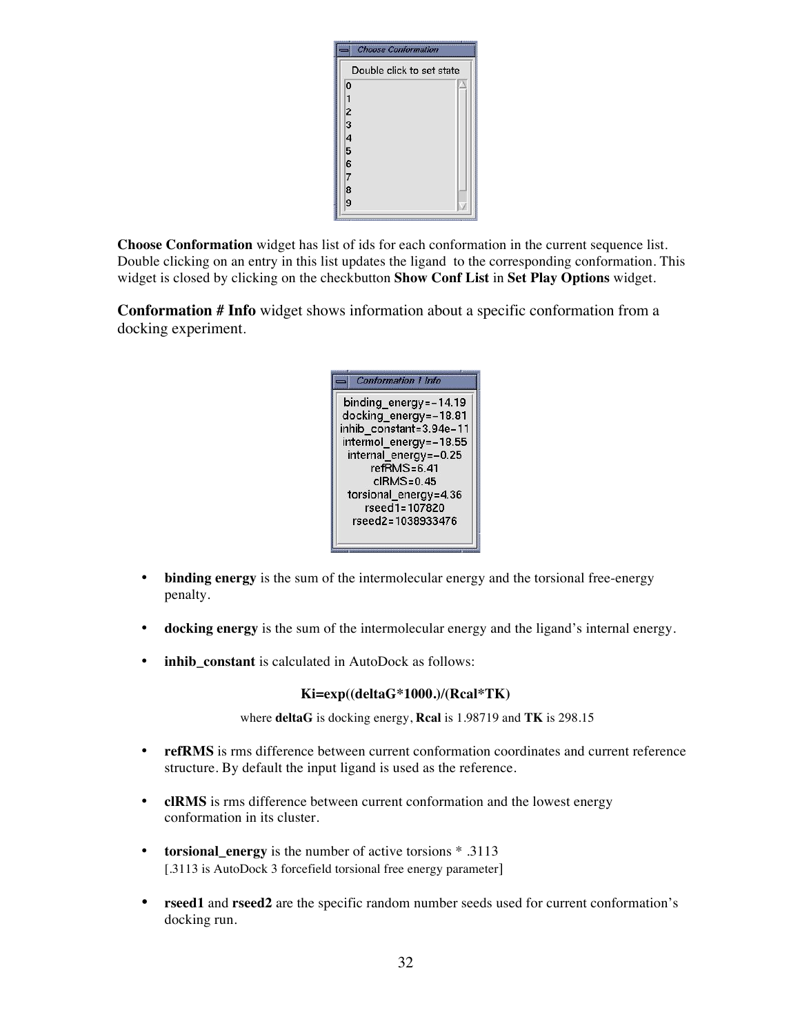Choose Conformation

Double click to set state

0
1
2
3
4
5
6
7
8
9

**Choose Conformation** widget has list of ids for each conformation in the current sequence list. Double clicking on an entry in this list updates the ligand to the corresponding conformation. This widget is closed by clicking on the checkbutton **Show Conf List** in **Set Play Options** widget.

**Conformation # Info** widget shows information about a specific conformation from a docking experiment.

Conformation 1 Info

binding_energy=-14.19
docking_energy=-18.81
inhib_constant=3.94e-11
intermol_energy=-18.55
internal_energy=-0.25
refRMS=6.41
clRMS=0.45
torsional_energy=4.36
rseed1=107820
rseed2=1038933476

- **binding energy** is the sum of the intermolecular energy and the torsional free-energy penalty.
- **docking energy** is the sum of the intermolecular energy and the ligand's internal energy.
- **inhib_constant** is calculated in AutoDock as follows:

  **Ki=exp((deltaG*1000.)/(Rcal*TK)**

  where **deltaG** is docking energy, **Rcal** is 1.98719 and **TK** is 298.15

- **refRMS** is rms difference between current conformation coordinates and current reference structure. By default the input ligand is used as the reference.
- **clRMS** is rms difference between current conformation and the lowest energy conformation in its cluster.
- **torsional_energy** is the number of active torsions * .3113
  [.3113 is AutoDock 3 forcefield torsional free energy parameter]
- **rseed1** and **rseed2** are the specific random number seeds used for current conformation's docking run.